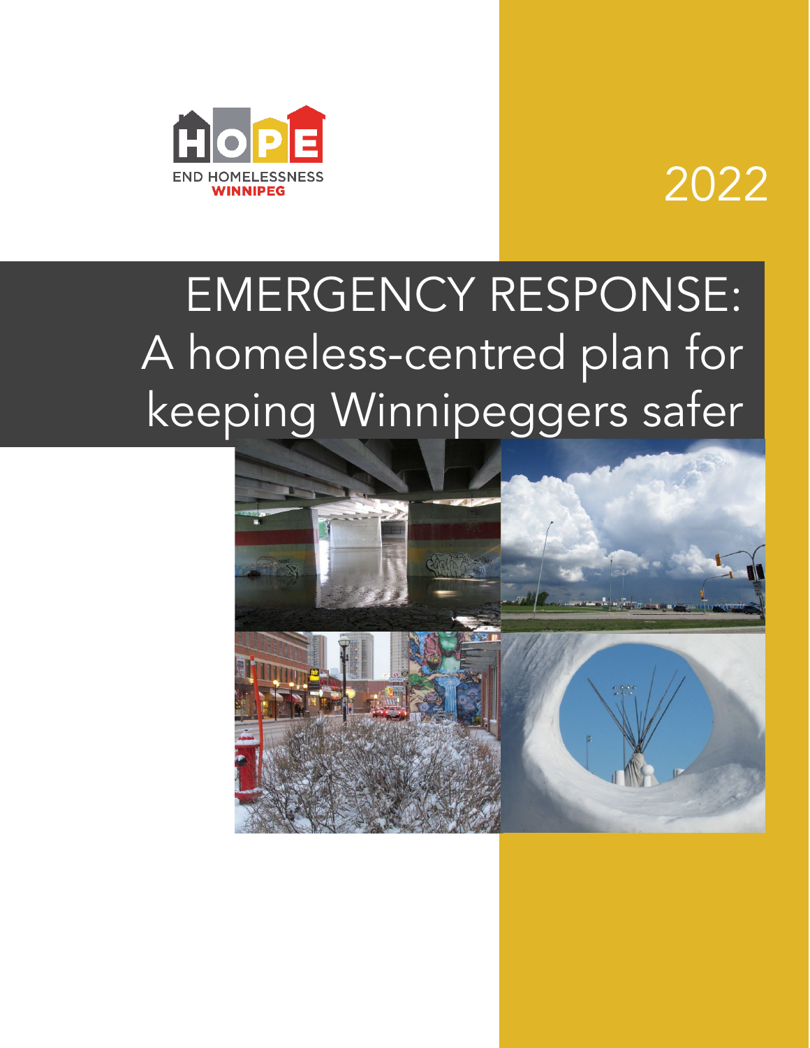HOPE

END HOMELESSNESS
WINNIPEG

2022

# EMERGENCY RESPONSE: A homeless-centred plan for keeping Winnipeggers safer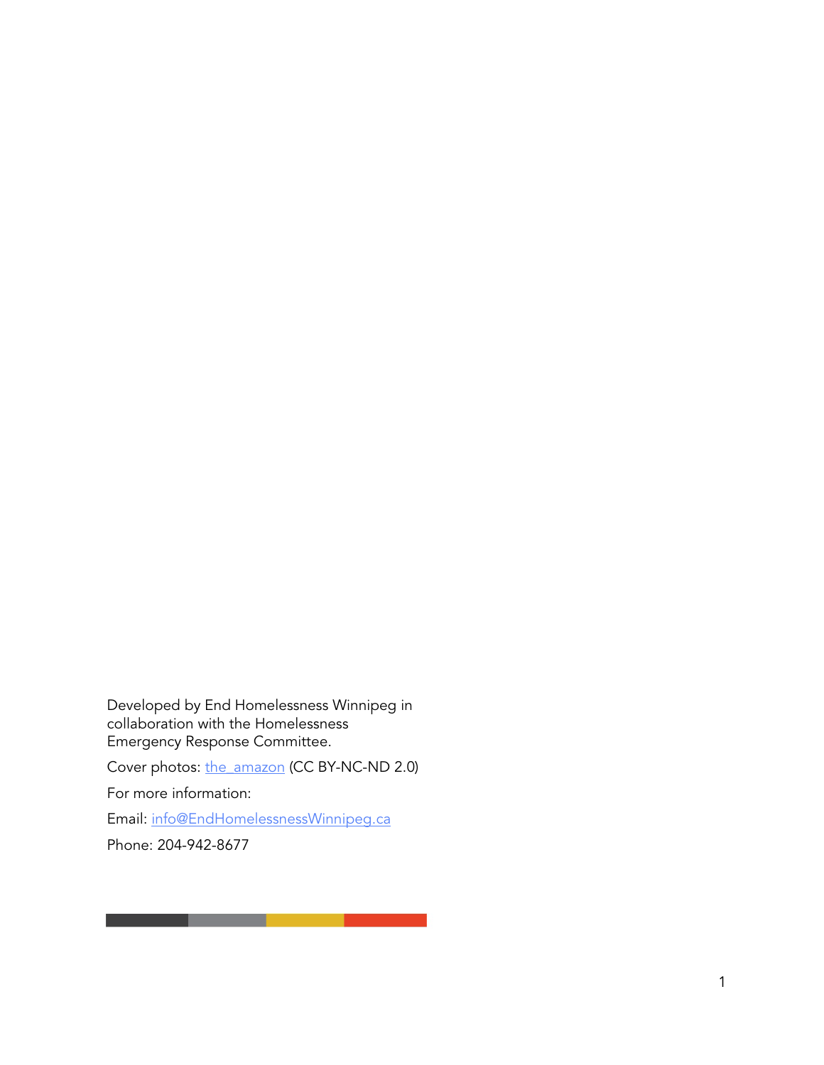Developed by End Homelessness Winnipeg in collaboration with the Homelessness Emergency Response Committee.

Cover photos: [the_amazon](the_amazon) (CC BY-NC-ND 2.0)

For more information:

Email: [info@EndHomelessnessWinnipeg.ca](mailto:info@EndHomelessnessWinnipeg.ca)

Phone: 204-942-8677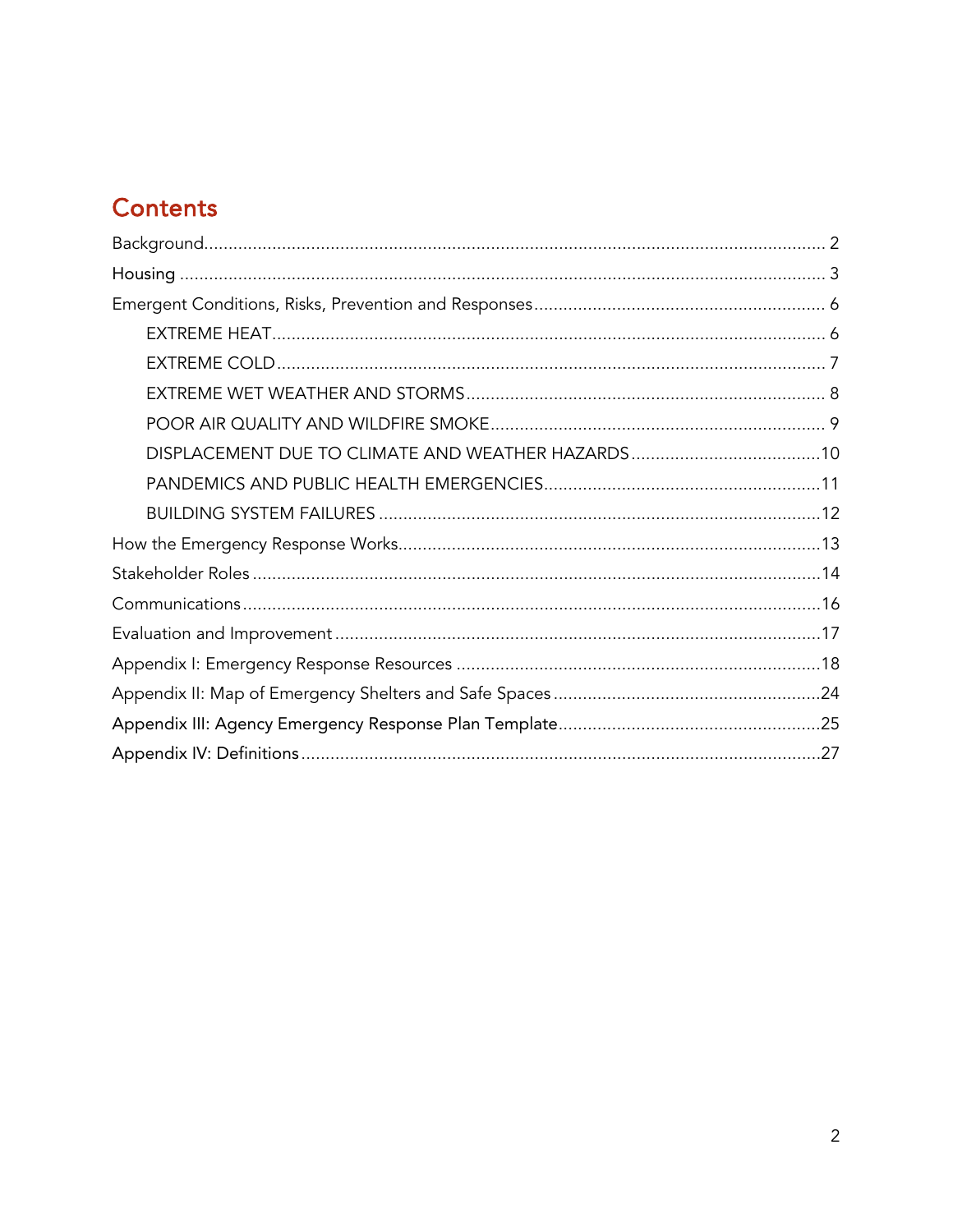## Contents

- Background ..... 2
- Housing ..... 3
- Emergent Conditions, Risks, Prevention and Responses ..... 6
  - EXTREME HEAT ..... 6
  - EXTREME COLD ..... 7
  - EXTREME WET WEATHER AND STORMS ..... 8
  - POOR AIR QUALITY AND WILDFIRE SMOKE ..... 9
  - DISPLACEMENT DUE TO CLIMATE AND WEATHER HAZARDS ..... 10
  - PANDEMICS AND PUBLIC HEALTH EMERGENCIES ..... 11
  - BUILDING SYSTEM FAILURES ..... 12
- How the Emergency Response Works ..... 13
- Stakeholder Roles ..... 14
- Communications ..... 16
- Evaluation and Improvement ..... 17
- Appendix I: Emergency Response Resources ..... 18
- Appendix II: Map of Emergency Shelters and Safe Spaces ..... 24
- Appendix III: Agency Emergency Response Plan Template ..... 25
- Appendix IV: Definitions ..... 27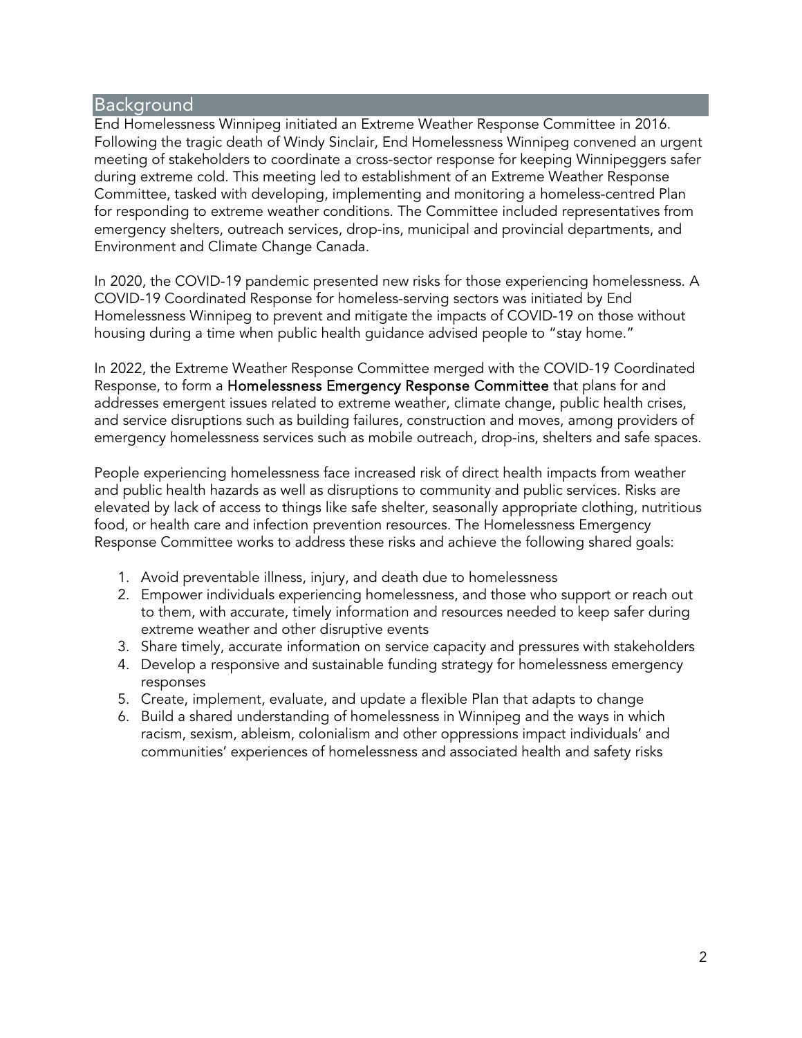## Background

End Homelessness Winnipeg initiated an Extreme Weather Response Committee in 2016. Following the tragic death of Windy Sinclair, End Homelessness Winnipeg convened an urgent meeting of stakeholders to coordinate a cross-sector response for keeping Winnipeggers safer during extreme cold. This meeting led to establishment of an Extreme Weather Response Committee, tasked with developing, implementing and monitoring a homeless-centred Plan for responding to extreme weather conditions. The Committee included representatives from emergency shelters, outreach services, drop-ins, municipal and provincial departments, and Environment and Climate Change Canada.

In 2020, the COVID-19 pandemic presented new risks for those experiencing homelessness. A COVID-19 Coordinated Response for homeless-serving sectors was initiated by End Homelessness Winnipeg to prevent and mitigate the impacts of COVID-19 on those without housing during a time when public health guidance advised people to "stay home."

In 2022, the Extreme Weather Response Committee merged with the COVID-19 Coordinated Response, to form a **Homelessness Emergency Response Committee** that plans for and addresses emergent issues related to extreme weather, climate change, public health crises, and service disruptions such as building failures, construction and moves, among providers of emergency homelessness services such as mobile outreach, drop-ins, shelters and safe spaces.

People experiencing homelessness face increased risk of direct health impacts from weather and public health hazards as well as disruptions to community and public services. Risks are elevated by lack of access to things like safe shelter, seasonally appropriate clothing, nutritious food, or health care and infection prevention resources. The Homelessness Emergency Response Committee works to address these risks and achieve the following shared goals:

1. Avoid preventable illness, injury, and death due to homelessness
2. Empower individuals experiencing homelessness, and those who support or reach out to them, with accurate, timely information and resources needed to keep safer during extreme weather and other disruptive events
3. Share timely, accurate information on service capacity and pressures with stakeholders
4. Develop a responsive and sustainable funding strategy for homelessness emergency responses
5. Create, implement, evaluate, and update a flexible Plan that adapts to change
6. Build a shared understanding of homelessness in Winnipeg and the ways in which racism, sexism, ableism, colonialism and other oppressions impact individuals' and communities' experiences of homelessness and associated health and safety risks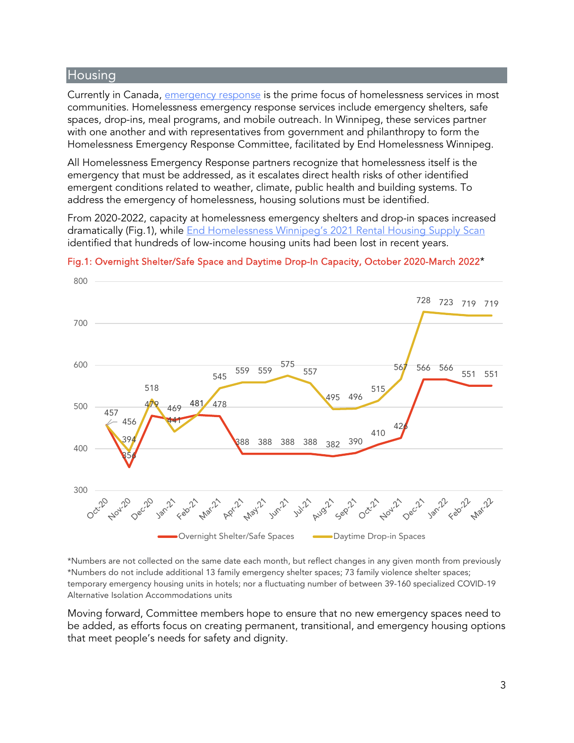## Housing

Currently in Canada, emergency response is the prime focus of homelessness services in most communities. Homelessness emergency response services include emergency shelters, safe spaces, drop-ins, meal programs, and mobile outreach. In Winnipeg, these services partner with one another and with representatives from government and philanthropy to form the Homelessness Emergency Response Committee, facilitated by End Homelessness Winnipeg.

All Homelessness Emergency Response partners recognize that homelessness itself is the emergency that must be addressed, as it escalates direct health risks of other identified emergent conditions related to weather, climate, public health and building systems. To address the emergency of homelessness, housing solutions must be identified.

From 2020-2022, capacity at homelessness emergency shelters and drop-in spaces increased dramatically (Fig.1), while End Homelessness Winnipeg's 2021 Rental Housing Supply Scan identified that hundreds of low-income housing units had been lost in recent years.

Fig.1: Overnight Shelter/Safe Space and Daytime Drop-In Capacity, October 2020-March 2022*

| Month | Overnight Shelter/Safe Spaces | Daytime Drop-in Spaces |
|---|---|---|
| Oct-20 | 457 | 456 |
| Nov-20 | 356 | 394 |
| Dec-20 | 479 | 518 |
| Jan-21 | 469 | 441 |
| Feb-21 | 481 | 481 |
| Mar-21 | 478 | 545 |
| Apr-21 | 388 | 559 |
| May-21 | 388 | 559 |
| Jun-21 | 388 | 575 |
| Jul-21 | 388 | 557 |
| Aug-21 | 382 | 495 |
| Sep-21 | 390 | 496 |
| Oct-21 | 410 | 515 |
| Nov-21 | 426 | 567 |
| Dec-21 | 566 | 728 |
| Jan-22 | 566 | 723 |
| Feb-22 | 551 | 719 |
| Mar-22 | 551 | 719 |

*Numbers are not collected on the same date each month, but reflect changes in any given month from previously
*Numbers do not include additional 13 family emergency shelter spaces; 73 family violence shelter spaces; temporary emergency housing units in hotels; nor a fluctuating number of between 39-160 specialized COVID-19 Alternative Isolation Accommodations units

Moving forward, Committee members hope to ensure that no new emergency spaces need to be added, as efforts focus on creating permanent, transitional, and emergency housing options that meet people's needs for safety and dignity.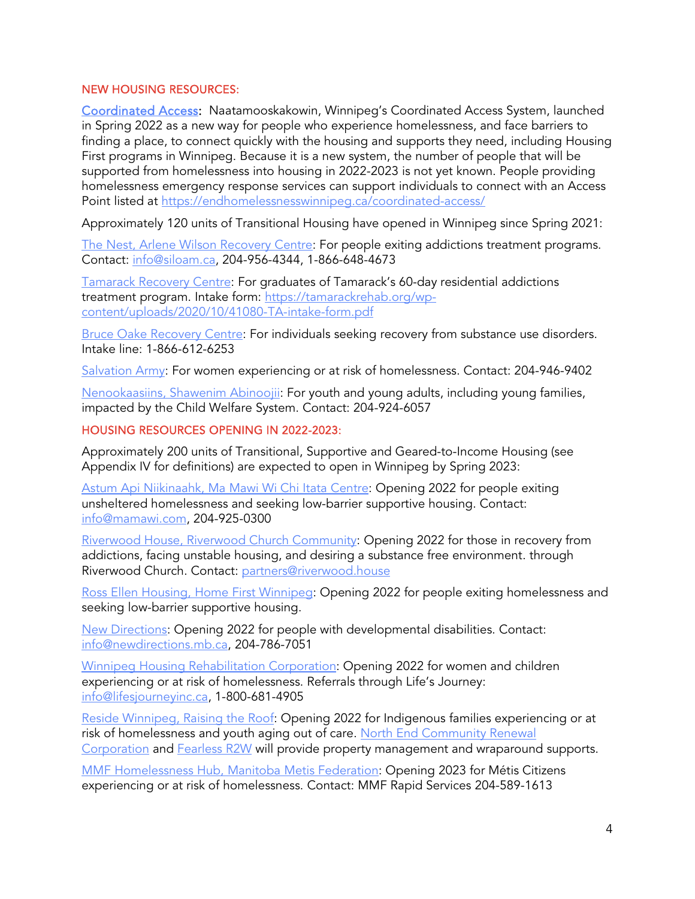## NEW HOUSING RESOURCES:

**Coordinated Access**: Naatamooskakowin, Winnipeg's Coordinated Access System, launched in Spring 2022 as a new way for people who experience homelessness, and face barriers to finding a place, to connect quickly with the housing and supports they need, including Housing First programs in Winnipeg. Because it is a new system, the number of people that will be supported from homelessness into housing in 2022-2023 is not yet known. People providing homelessness emergency response services can support individuals to connect with an Access Point listed at https://endhomelessnesswinnipeg.ca/coordinated-access/

Approximately 120 units of Transitional Housing have opened in Winnipeg since Spring 2021:

The Nest, Arlene Wilson Recovery Centre: For people exiting addictions treatment programs. Contact: info@siloam.ca, 204-956-4344, 1-866-648-4673

Tamarack Recovery Centre: For graduates of Tamarack's 60-day residential addictions treatment program. Intake form: https://tamarackrehab.org/wp-content/uploads/2020/10/41080-TA-intake-form.pdf

Bruce Oake Recovery Centre: For individuals seeking recovery from substance use disorders. Intake line: 1-866-612-6253

Salvation Army: For women experiencing or at risk of homelessness. Contact: 204-946-9402

Nenookaasiins, Shawenim Abinoojii: For youth and young adults, including young families, impacted by the Child Welfare System. Contact: 204-924-6057

## HOUSING RESOURCES OPENING IN 2022-2023:

Approximately 200 units of Transitional, Supportive and Geared-to-Income Housing (see Appendix IV for definitions) are expected to open in Winnipeg by Spring 2023:

Astum Api Niikinaahk, Ma Mawi Wi Chi Itata Centre: Opening 2022 for people exiting unsheltered homelessness and seeking low-barrier supportive housing. Contact: info@mamawi.com, 204-925-0300

Riverwood House, Riverwood Church Community: Opening 2022 for those in recovery from addictions, facing unstable housing, and desiring a substance free environment. through Riverwood Church. Contact: partners@riverwood.house

Ross Ellen Housing, Home First Winnipeg: Opening 2022 for people exiting homelessness and seeking low-barrier supportive housing.

New Directions: Opening 2022 for people with developmental disabilities. Contact: info@newdirections.mb.ca, 204-786-7051

Winnipeg Housing Rehabilitation Corporation: Opening 2022 for women and children experiencing or at risk of homelessness. Referrals through Life's Journey: info@lifesjourneyinc.ca, 1-800-681-4905

Reside Winnipeg, Raising the Roof: Opening 2022 for Indigenous families experiencing or at risk of homelessness and youth aging out of care. North End Community Renewal Corporation and Fearless R2W will provide property management and wraparound supports.

MMF Homelessness Hub, Manitoba Metis Federation: Opening 2023 for Métis Citizens experiencing or at risk of homelessness. Contact: MMF Rapid Services 204-589-1613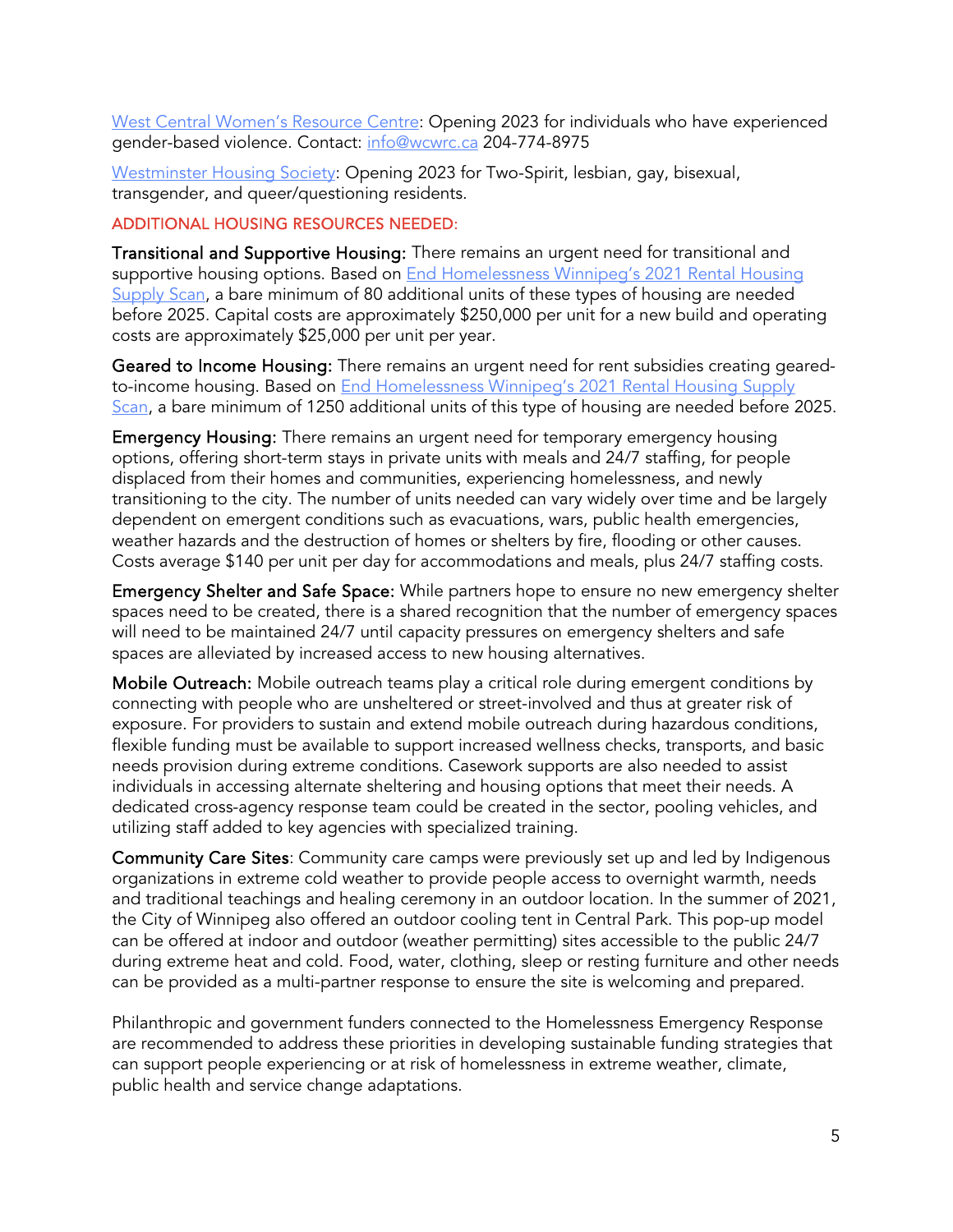West Central Women's Resource Centre: Opening 2023 for individuals who have experienced gender-based violence. Contact: info@wcwrc.ca 204-774-8975

Westminster Housing Society: Opening 2023 for Two-Spirit, lesbian, gay, bisexual, transgender, and queer/questioning residents.

## ADDITIONAL HOUSING RESOURCES NEEDED:

**Transitional and Supportive Housing:** There remains an urgent need for transitional and supportive housing options. Based on End Homelessness Winnipeg's 2021 Rental Housing Supply Scan, a bare minimum of 80 additional units of these types of housing are needed before 2025. Capital costs are approximately $250,000 per unit for a new build and operating costs are approximately $25,000 per unit per year.

**Geared to Income Housing:** There remains an urgent need for rent subsidies creating geared-to-income housing. Based on End Homelessness Winnipeg's 2021 Rental Housing Supply Scan, a bare minimum of 1250 additional units of this type of housing are needed before 2025.

**Emergency Housing:** There remains an urgent need for temporary emergency housing options, offering short-term stays in private units with meals and 24/7 staffing, for people displaced from their homes and communities, experiencing homelessness, and newly transitioning to the city. The number of units needed can vary widely over time and be largely dependent on emergent conditions such as evacuations, wars, public health emergencies, weather hazards and the destruction of homes or shelters by fire, flooding or other causes. Costs average $140 per unit per day for accommodations and meals, plus 24/7 staffing costs.

**Emergency Shelter and Safe Space:** While partners hope to ensure no new emergency shelter spaces need to be created, there is a shared recognition that the number of emergency spaces will need to be maintained 24/7 until capacity pressures on emergency shelters and safe spaces are alleviated by increased access to new housing alternatives.

**Mobile Outreach:** Mobile outreach teams play a critical role during emergent conditions by connecting with people who are unsheltered or street-involved and thus at greater risk of exposure. For providers to sustain and extend mobile outreach during hazardous conditions, flexible funding must be available to support increased wellness checks, transports, and basic needs provision during extreme conditions. Casework supports are also needed to assist individuals in accessing alternate sheltering and housing options that meet their needs. A dedicated cross-agency response team could be created in the sector, pooling vehicles, and utilizing staff added to key agencies with specialized training.

**Community Care Sites**: Community care camps were previously set up and led by Indigenous organizations in extreme cold weather to provide people access to overnight warmth, needs and traditional teachings and healing ceremony in an outdoor location. In the summer of 2021, the City of Winnipeg also offered an outdoor cooling tent in Central Park. This pop-up model can be offered at indoor and outdoor (weather permitting) sites accessible to the public 24/7 during extreme heat and cold. Food, water, clothing, sleep or resting furniture and other needs can be provided as a multi-partner response to ensure the site is welcoming and prepared.

Philanthropic and government funders connected to the Homelessness Emergency Response are recommended to address these priorities in developing sustainable funding strategies that can support people experiencing or at risk of homelessness in extreme weather, climate, public health and service change adaptations.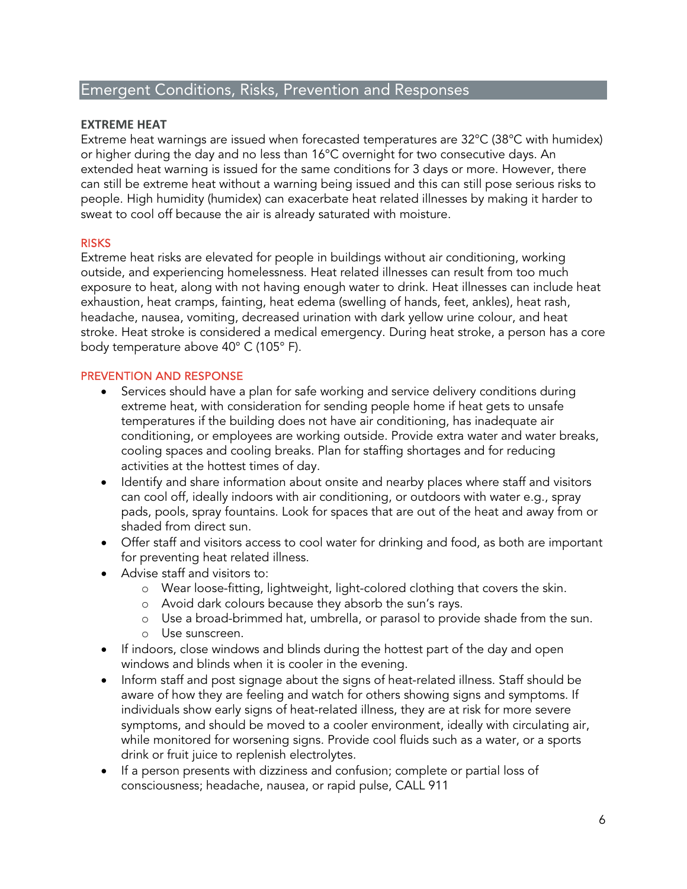## Emergent Conditions, Risks, Prevention and Responses

### EXTREME HEAT

Extreme heat warnings are issued when forecasted temperatures are 32°C (38°C with humidex) or higher during the day and no less than 16°C overnight for two consecutive days. An extended heat warning is issued for the same conditions for 3 days or more. However, there can still be extreme heat without a warning being issued and this can still pose serious risks to people. High humidity (humidex) can exacerbate heat related illnesses by making it harder to sweat to cool off because the air is already saturated with moisture.

#### RISKS

Extreme heat risks are elevated for people in buildings without air conditioning, working outside, and experiencing homelessness. Heat related illnesses can result from too much exposure to heat, along with not having enough water to drink. Heat illnesses can include heat exhaustion, heat cramps, fainting, heat edema (swelling of hands, feet, ankles), heat rash, headache, nausea, vomiting, decreased urination with dark yellow urine colour, and heat stroke. Heat stroke is considered a medical emergency. During heat stroke, a person has a core body temperature above 40° C (105° F).

#### PREVENTION AND RESPONSE

- Services should have a plan for safe working and service delivery conditions during extreme heat, with consideration for sending people home if heat gets to unsafe temperatures if the building does not have air conditioning, has inadequate air conditioning, or employees are working outside. Provide extra water and water breaks, cooling spaces and cooling breaks. Plan for staffing shortages and for reducing activities at the hottest times of day.
- Identify and share information about onsite and nearby places where staff and visitors can cool off, ideally indoors with air conditioning, or outdoors with water e.g., spray pads, pools, spray fountains. Look for spaces that are out of the heat and away from or shaded from direct sun.
- Offer staff and visitors access to cool water for drinking and food, as both are important for preventing heat related illness.
- Advise staff and visitors to:
    - Wear loose-fitting, lightweight, light-colored clothing that covers the skin.
    - Avoid dark colours because they absorb the sun's rays.
    - Use a broad-brimmed hat, umbrella, or parasol to provide shade from the sun.
    - Use sunscreen.
- If indoors, close windows and blinds during the hottest part of the day and open windows and blinds when it is cooler in the evening.
- Inform staff and post signage about the signs of heat-related illness. Staff should be aware of how they are feeling and watch for others showing signs and symptoms. If individuals show early signs of heat-related illness, they are at risk for more severe symptoms, and should be moved to a cooler environment, ideally with circulating air, while monitored for worsening signs. Provide cool fluids such as a water, or a sports drink or fruit juice to replenish electrolytes.
- If a person presents with dizziness and confusion; complete or partial loss of consciousness; headache, nausea, or rapid pulse, CALL 911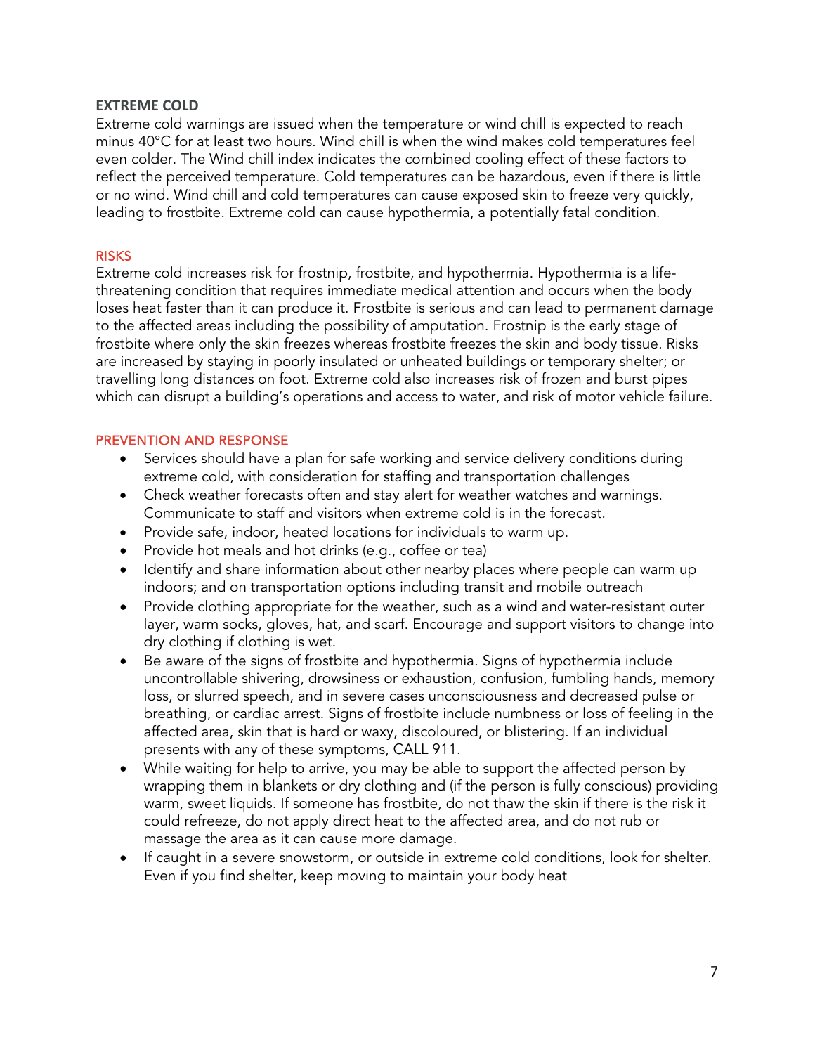## EXTREME COLD

Extreme cold warnings are issued when the temperature or wind chill is expected to reach minus 40°C for at least two hours. Wind chill is when the wind makes cold temperatures feel even colder. The Wind chill index indicates the combined cooling effect of these factors to reflect the perceived temperature. Cold temperatures can be hazardous, even if there is little or no wind. Wind chill and cold temperatures can cause exposed skin to freeze very quickly, leading to frostbite. Extreme cold can cause hypothermia, a potentially fatal condition.

### RISKS

Extreme cold increases risk for frostnip, frostbite, and hypothermia. Hypothermia is a life-threatening condition that requires immediate medical attention and occurs when the body loses heat faster than it can produce it. Frostbite is serious and can lead to permanent damage to the affected areas including the possibility of amputation. Frostnip is the early stage of frostbite where only the skin freezes whereas frostbite freezes the skin and body tissue. Risks are increased by staying in poorly insulated or unheated buildings or temporary shelter; or travelling long distances on foot. Extreme cold also increases risk of frozen and burst pipes which can disrupt a building's operations and access to water, and risk of motor vehicle failure.

### PREVENTION AND RESPONSE

- Services should have a plan for safe working and service delivery conditions during extreme cold, with consideration for staffing and transportation challenges
- Check weather forecasts often and stay alert for weather watches and warnings. Communicate to staff and visitors when extreme cold is in the forecast.
- Provide safe, indoor, heated locations for individuals to warm up.
- Provide hot meals and hot drinks (e.g., coffee or tea)
- Identify and share information about other nearby places where people can warm up indoors; and on transportation options including transit and mobile outreach
- Provide clothing appropriate for the weather, such as a wind and water-resistant outer layer, warm socks, gloves, hat, and scarf. Encourage and support visitors to change into dry clothing if clothing is wet.
- Be aware of the signs of frostbite and hypothermia. Signs of hypothermia include uncontrollable shivering, drowsiness or exhaustion, confusion, fumbling hands, memory loss, or slurred speech, and in severe cases unconsciousness and decreased pulse or breathing, or cardiac arrest. Signs of frostbite include numbness or loss of feeling in the affected area, skin that is hard or waxy, discoloured, or blistering. If an individual presents with any of these symptoms, CALL 911.
- While waiting for help to arrive, you may be able to support the affected person by wrapping them in blankets or dry clothing and (if the person is fully conscious) providing warm, sweet liquids. If someone has frostbite, do not thaw the skin if there is the risk it could refreeze, do not apply direct heat to the affected area, and do not rub or massage the area as it can cause more damage.
- If caught in a severe snowstorm, or outside in extreme cold conditions, look for shelter. Even if you find shelter, keep moving to maintain your body heat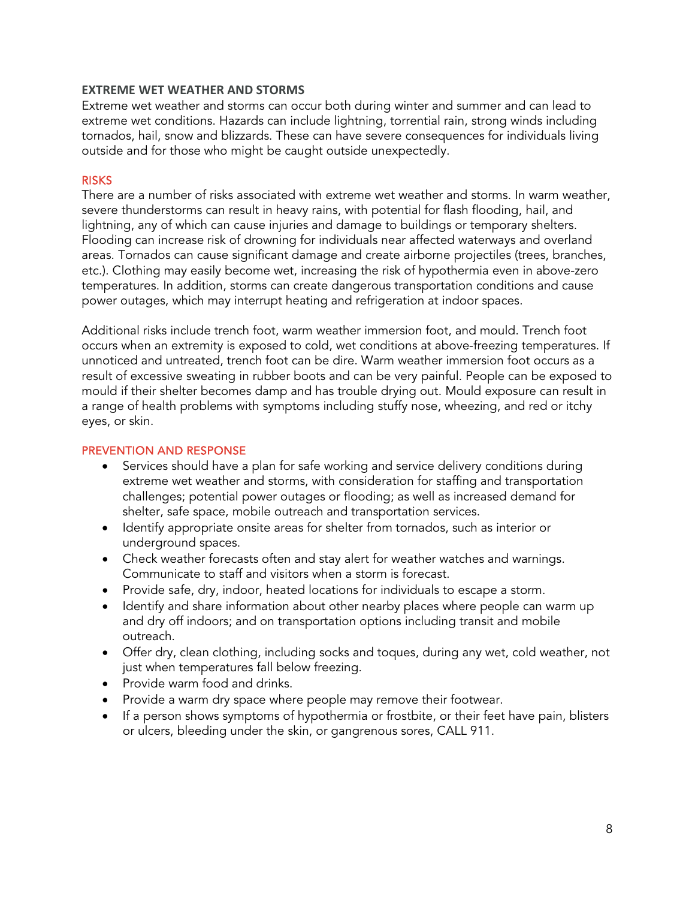## EXTREME WET WEATHER AND STORMS

Extreme wet weather and storms can occur both during winter and summer and can lead to extreme wet conditions. Hazards can include lightning, torrential rain, strong winds including tornados, hail, snow and blizzards. These can have severe consequences for individuals living outside and for those who might be caught outside unexpectedly.

### RISKS

There are a number of risks associated with extreme wet weather and storms. In warm weather, severe thunderstorms can result in heavy rains, with potential for flash flooding, hail, and lightning, any of which can cause injuries and damage to buildings or temporary shelters. Flooding can increase risk of drowning for individuals near affected waterways and overland areas. Tornados can cause significant damage and create airborne projectiles (trees, branches, etc.). Clothing may easily become wet, increasing the risk of hypothermia even in above-zero temperatures. In addition, storms can create dangerous transportation conditions and cause power outages, which may interrupt heating and refrigeration at indoor spaces.

Additional risks include trench foot, warm weather immersion foot, and mould. Trench foot occurs when an extremity is exposed to cold, wet conditions at above-freezing temperatures. If unnoticed and untreated, trench foot can be dire. Warm weather immersion foot occurs as a result of excessive sweating in rubber boots and can be very painful. People can be exposed to mould if their shelter becomes damp and has trouble drying out. Mould exposure can result in a range of health problems with symptoms including stuffy nose, wheezing, and red or itchy eyes, or skin.

### PREVENTION AND RESPONSE

- Services should have a plan for safe working and service delivery conditions during extreme wet weather and storms, with consideration for staffing and transportation challenges; potential power outages or flooding; as well as increased demand for shelter, safe space, mobile outreach and transportation services.
- Identify appropriate onsite areas for shelter from tornados, such as interior or underground spaces.
- Check weather forecasts often and stay alert for weather watches and warnings. Communicate to staff and visitors when a storm is forecast.
- Provide safe, dry, indoor, heated locations for individuals to escape a storm.
- Identify and share information about other nearby places where people can warm up and dry off indoors; and on transportation options including transit and mobile outreach.
- Offer dry, clean clothing, including socks and toques, during any wet, cold weather, not just when temperatures fall below freezing.
- Provide warm food and drinks.
- Provide a warm dry space where people may remove their footwear.
- If a person shows symptoms of hypothermia or frostbite, or their feet have pain, blisters or ulcers, bleeding under the skin, or gangrenous sores, CALL 911.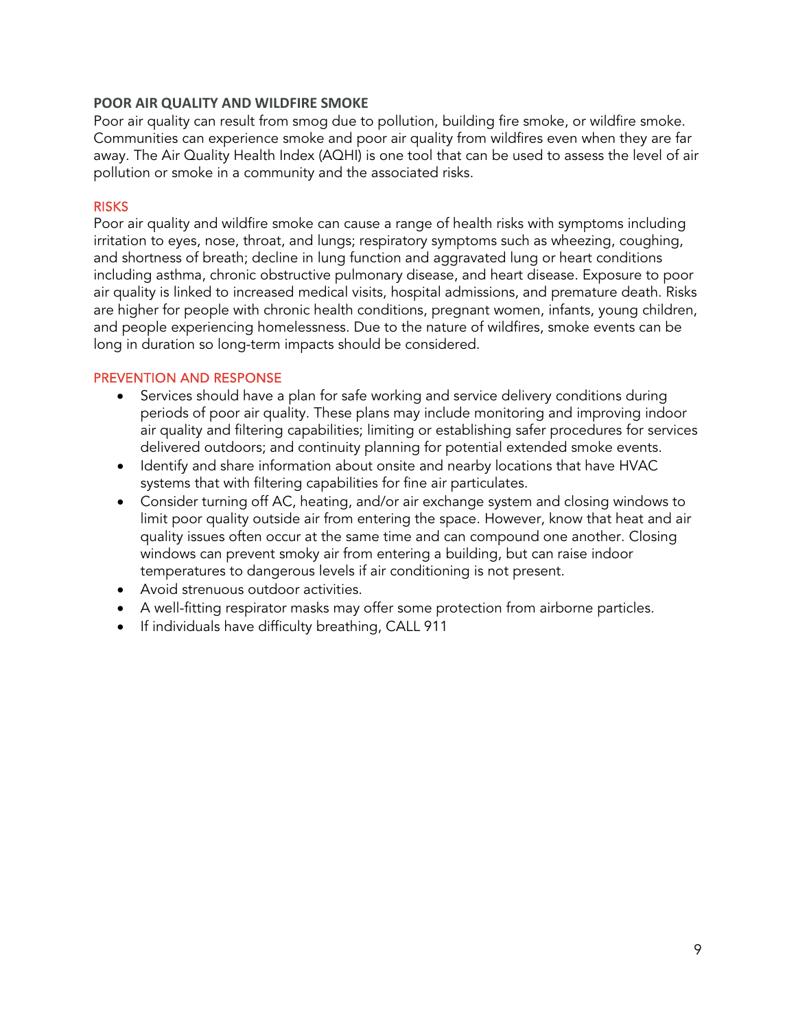## POOR AIR QUALITY AND WILDFIRE SMOKE

Poor air quality can result from smog due to pollution, building fire smoke, or wildfire smoke. Communities can experience smoke and poor air quality from wildfires even when they are far away. The Air Quality Health Index (AQHI) is one tool that can be used to assess the level of air pollution or smoke in a community and the associated risks.

### RISKS

Poor air quality and wildfire smoke can cause a range of health risks with symptoms including irritation to eyes, nose, throat, and lungs; respiratory symptoms such as wheezing, coughing, and shortness of breath; decline in lung function and aggravated lung or heart conditions including asthma, chronic obstructive pulmonary disease, and heart disease. Exposure to poor air quality is linked to increased medical visits, hospital admissions, and premature death. Risks are higher for people with chronic health conditions, pregnant women, infants, young children, and people experiencing homelessness. Due to the nature of wildfires, smoke events can be long in duration so long-term impacts should be considered.

### PREVENTION AND RESPONSE

- Services should have a plan for safe working and service delivery conditions during periods of poor air quality. These plans may include monitoring and improving indoor air quality and filtering capabilities; limiting or establishing safer procedures for services delivered outdoors; and continuity planning for potential extended smoke events.
- Identify and share information about onsite and nearby locations that have HVAC systems that with filtering capabilities for fine air particulates.
- Consider turning off AC, heating, and/or air exchange system and closing windows to limit poor quality outside air from entering the space. However, know that heat and air quality issues often occur at the same time and can compound one another. Closing windows can prevent smoky air from entering a building, but can raise indoor temperatures to dangerous levels if air conditioning is not present.
- Avoid strenuous outdoor activities.
- A well-fitting respirator masks may offer some protection from airborne particles.
- If individuals have difficulty breathing, CALL 911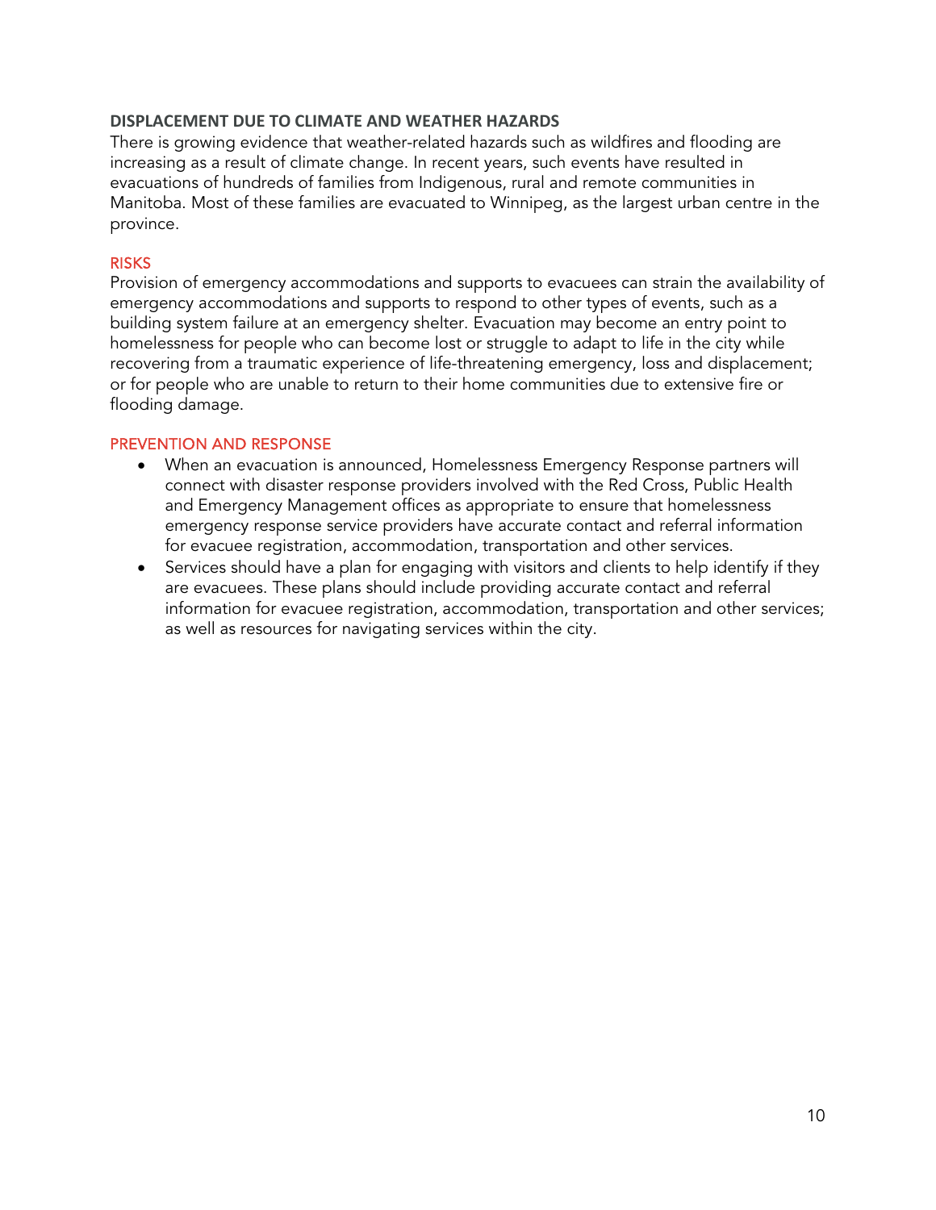## DISPLACEMENT DUE TO CLIMATE AND WEATHER HAZARDS

There is growing evidence that weather-related hazards such as wildfires and flooding are increasing as a result of climate change. In recent years, such events have resulted in evacuations of hundreds of families from Indigenous, rural and remote communities in Manitoba. Most of these families are evacuated to Winnipeg, as the largest urban centre in the province.

### RISKS

Provision of emergency accommodations and supports to evacuees can strain the availability of emergency accommodations and supports to respond to other types of events, such as a building system failure at an emergency shelter. Evacuation may become an entry point to homelessness for people who can become lost or struggle to adapt to life in the city while recovering from a traumatic experience of life-threatening emergency, loss and displacement; or for people who are unable to return to their home communities due to extensive fire or flooding damage.

### PREVENTION AND RESPONSE

- When an evacuation is announced, Homelessness Emergency Response partners will connect with disaster response providers involved with the Red Cross, Public Health and Emergency Management offices as appropriate to ensure that homelessness emergency response service providers have accurate contact and referral information for evacuee registration, accommodation, transportation and other services.
- Services should have a plan for engaging with visitors and clients to help identify if they are evacuees. These plans should include providing accurate contact and referral information for evacuee registration, accommodation, transportation and other services; as well as resources for navigating services within the city.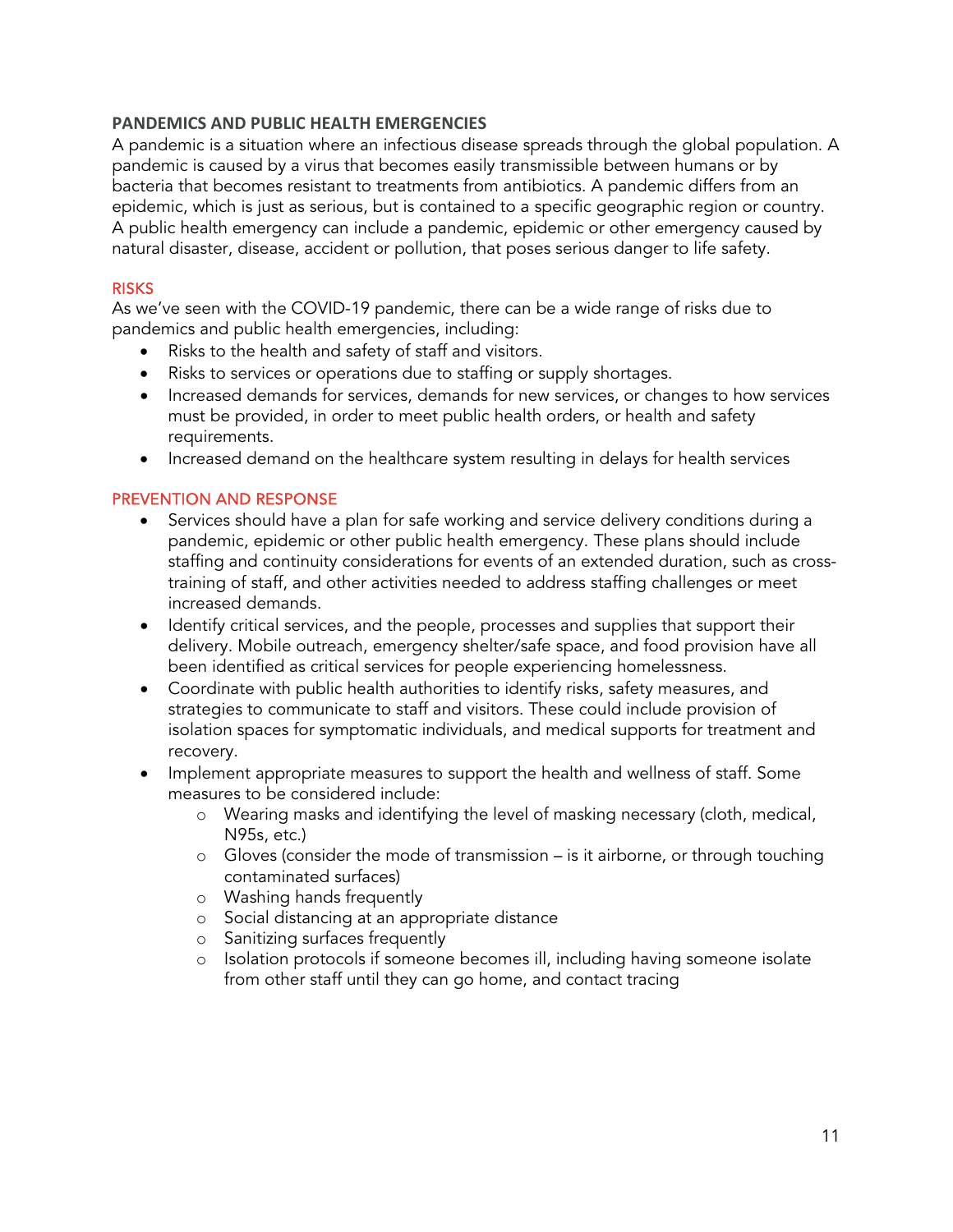## PANDEMICS AND PUBLIC HEALTH EMERGENCIES

A pandemic is a situation where an infectious disease spreads through the global population. A pandemic is caused by a virus that becomes easily transmissible between humans or by bacteria that becomes resistant to treatments from antibiotics. A pandemic differs from an epidemic, which is just as serious, but is contained to a specific geographic region or country. A public health emergency can include a pandemic, epidemic or other emergency caused by natural disaster, disease, accident or pollution, that poses serious danger to life safety.

### RISKS

As we've seen with the COVID-19 pandemic, there can be a wide range of risks due to pandemics and public health emergencies, including:

- Risks to the health and safety of staff and visitors.
- Risks to services or operations due to staffing or supply shortages.
- Increased demands for services, demands for new services, or changes to how services must be provided, in order to meet public health orders, or health and safety requirements.
- Increased demand on the healthcare system resulting in delays for health services

### PREVENTION AND RESPONSE

- Services should have a plan for safe working and service delivery conditions during a pandemic, epidemic or other public health emergency. These plans should include staffing and continuity considerations for events of an extended duration, such as cross-training of staff, and other activities needed to address staffing challenges or meet increased demands.
- Identify critical services, and the people, processes and supplies that support their delivery. Mobile outreach, emergency shelter/safe space, and food provision have all been identified as critical services for people experiencing homelessness.
- Coordinate with public health authorities to identify risks, safety measures, and strategies to communicate to staff and visitors. These could include provision of isolation spaces for symptomatic individuals, and medical supports for treatment and recovery.
- Implement appropriate measures to support the health and wellness of staff. Some measures to be considered include:
    - Wearing masks and identifying the level of masking necessary (cloth, medical, N95s, etc.)
    - Gloves (consider the mode of transmission – is it airborne, or through touching contaminated surfaces)
    - Washing hands frequently
    - Social distancing at an appropriate distance
    - Sanitizing surfaces frequently
    - Isolation protocols if someone becomes ill, including having someone isolate from other staff until they can go home, and contact tracing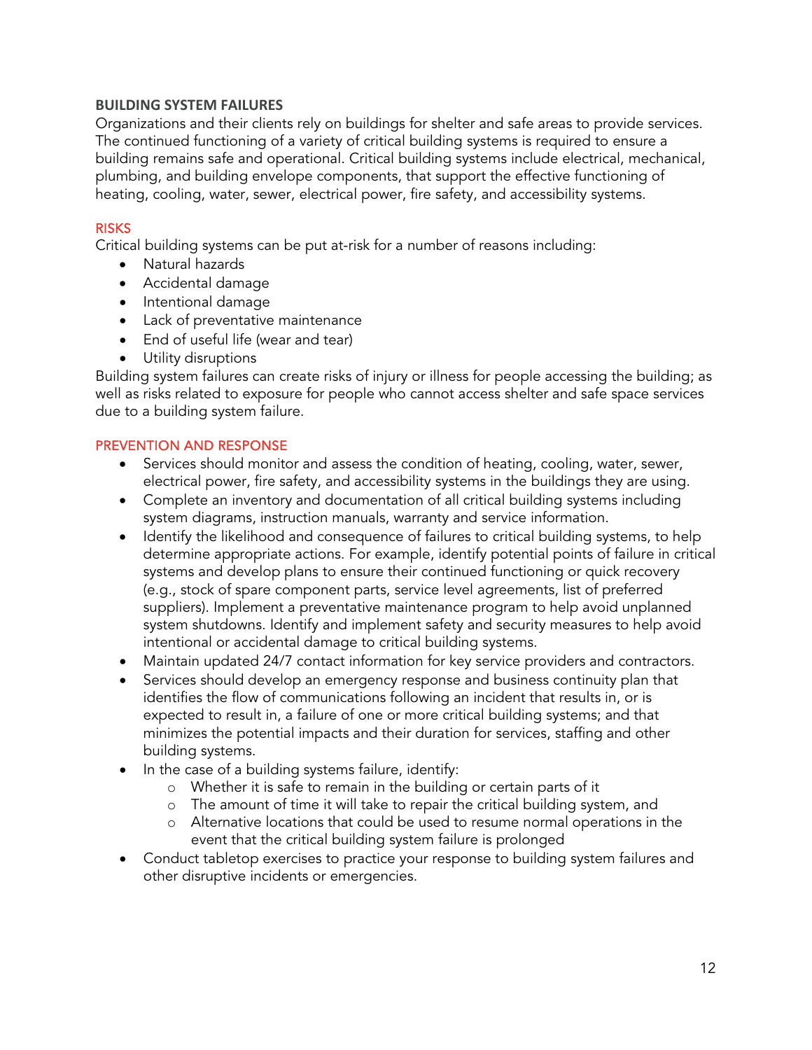## BUILDING SYSTEM FAILURES

Organizations and their clients rely on buildings for shelter and safe areas to provide services. The continued functioning of a variety of critical building systems is required to ensure a building remains safe and operational. Critical building systems include electrical, mechanical, plumbing, and building envelope components, that support the effective functioning of heating, cooling, water, sewer, electrical power, fire safety, and accessibility systems.

### RISKS

Critical building systems can be put at-risk for a number of reasons including:

- Natural hazards
- Accidental damage
- Intentional damage
- Lack of preventative maintenance
- End of useful life (wear and tear)
- Utility disruptions

Building system failures can create risks of injury or illness for people accessing the building; as well as risks related to exposure for people who cannot access shelter and safe space services due to a building system failure.

### PREVENTION AND RESPONSE

- Services should monitor and assess the condition of heating, cooling, water, sewer, electrical power, fire safety, and accessibility systems in the buildings they are using.
- Complete an inventory and documentation of all critical building systems including system diagrams, instruction manuals, warranty and service information.
- Identify the likelihood and consequence of failures to critical building systems, to help determine appropriate actions. For example, identify potential points of failure in critical systems and develop plans to ensure their continued functioning or quick recovery (e.g., stock of spare component parts, service level agreements, list of preferred suppliers). Implement a preventative maintenance program to help avoid unplanned system shutdowns. Identify and implement safety and security measures to help avoid intentional or accidental damage to critical building systems.
- Maintain updated 24/7 contact information for key service providers and contractors.
- Services should develop an emergency response and business continuity plan that identifies the flow of communications following an incident that results in, or is expected to result in, a failure of one or more critical building systems; and that minimizes the potential impacts and their duration for services, staffing and other building systems.
- In the case of a building systems failure, identify:
  - Whether it is safe to remain in the building or certain parts of it
  - The amount of time it will take to repair the critical building system, and
  - Alternative locations that could be used to resume normal operations in the event that the critical building system failure is prolonged
- Conduct tabletop exercises to practice your response to building system failures and other disruptive incidents or emergencies.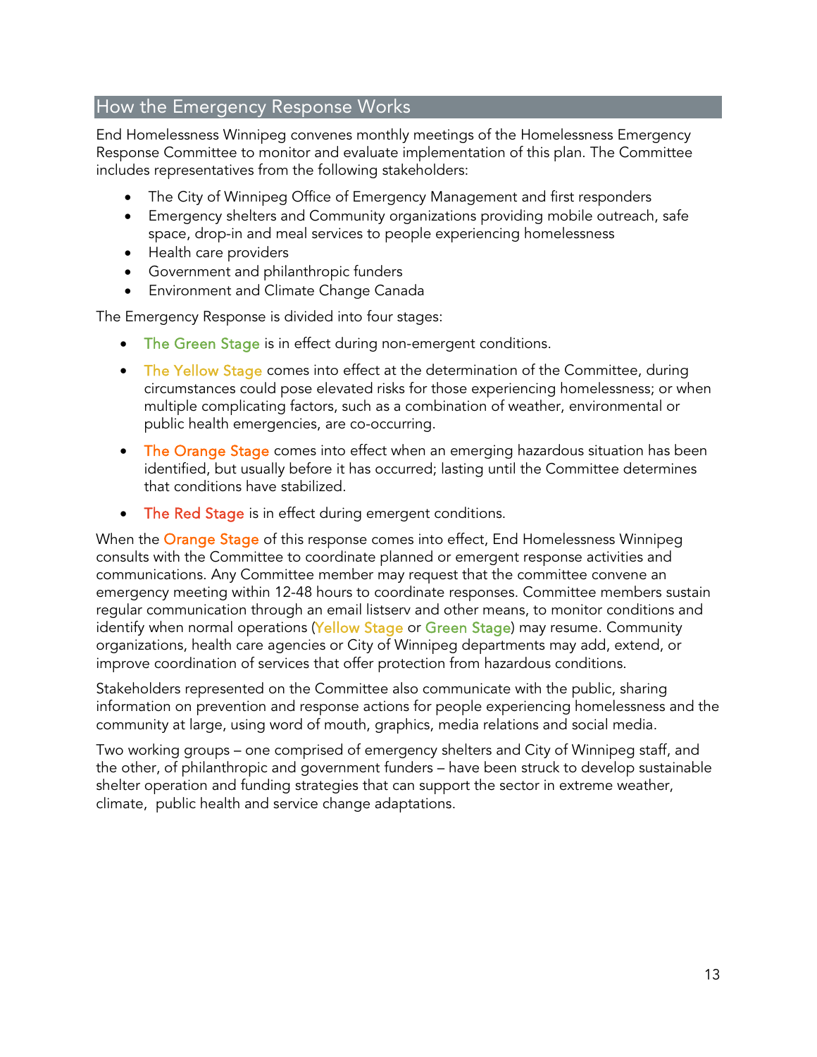## How the Emergency Response Works

End Homelessness Winnipeg convenes monthly meetings of the Homelessness Emergency Response Committee to monitor and evaluate implementation of this plan. The Committee includes representatives from the following stakeholders:

- The City of Winnipeg Office of Emergency Management and first responders
- Emergency shelters and Community organizations providing mobile outreach, safe space, drop-in and meal services to people experiencing homelessness
- Health care providers
- Government and philanthropic funders
- Environment and Climate Change Canada

The Emergency Response is divided into four stages:

- The Green Stage is in effect during non-emergent conditions.
- The Yellow Stage comes into effect at the determination of the Committee, during circumstances could pose elevated risks for those experiencing homelessness; or when multiple complicating factors, such as a combination of weather, environmental or public health emergencies, are co-occurring.
- The Orange Stage comes into effect when an emerging hazardous situation has been identified, but usually before it has occurred; lasting until the Committee determines that conditions have stabilized.
- The Red Stage is in effect during emergent conditions.

When the Orange Stage of this response comes into effect, End Homelessness Winnipeg consults with the Committee to coordinate planned or emergent response activities and communications. Any Committee member may request that the committee convene an emergency meeting within 12-48 hours to coordinate responses. Committee members sustain regular communication through an email listserv and other means, to monitor conditions and identify when normal operations (Yellow Stage or Green Stage) may resume. Community organizations, health care agencies or City of Winnipeg departments may add, extend, or improve coordination of services that offer protection from hazardous conditions.

Stakeholders represented on the Committee also communicate with the public, sharing information on prevention and response actions for people experiencing homelessness and the community at large, using word of mouth, graphics, media relations and social media.

Two working groups – one comprised of emergency shelters and City of Winnipeg staff, and the other, of philanthropic and government funders – have been struck to develop sustainable shelter operation and funding strategies that can support the sector in extreme weather, climate, public health and service change adaptations.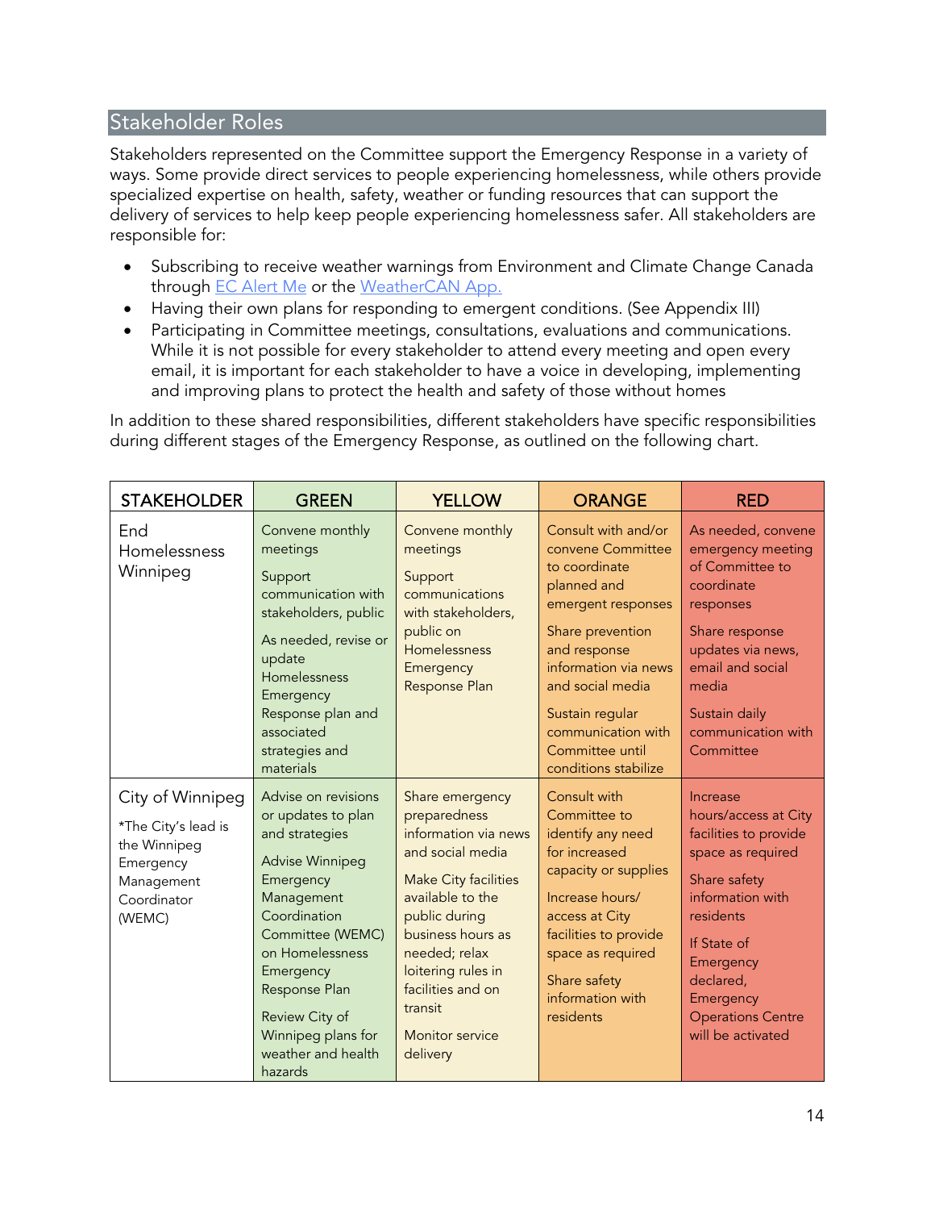## Stakeholder Roles

Stakeholders represented on the Committee support the Emergency Response in a variety of ways. Some provide direct services to people experiencing homelessness, while others provide specialized expertise on health, safety, weather or funding resources that can support the delivery of services to help keep people experiencing homelessness safer. All stakeholders are responsible for:

- Subscribing to receive weather warnings from Environment and Climate Change Canada through EC Alert Me or the WeatherCAN App.
- Having their own plans for responding to emergent conditions. (See Appendix III)
- Participating in Committee meetings, consultations, evaluations and communications. While it is not possible for every stakeholder to attend every meeting and open every email, it is important for each stakeholder to have a voice in developing, implementing and improving plans to protect the health and safety of those without homes

In addition to these shared responsibilities, different stakeholders have specific responsibilities during different stages of the Emergency Response, as outlined on the following chart.

| STAKEHOLDER | GREEN | YELLOW | ORANGE | RED |
|---|---|---|---|---|
| End Homelessness Winnipeg | Convene monthly meetings<br><br>Support communication with stakeholders, public<br><br>As needed, revise or update Homelessness Emergency Response plan and associated strategies and materials | Convene monthly meetings<br><br>Support communications with stakeholders, public on Homelessness Emergency Response Plan | Consult with and/or convene Committee to coordinate planned and emergent responses<br><br>Share prevention and response information via news and social media<br><br>Sustain regular communication with Committee until conditions stabilize | As needed, convene emergency meeting of Committee to coordinate responses<br><br>Share response updates via news, email and social media<br><br>Sustain daily communication with Committee |
| City of Winnipeg<br><br>*The City's lead is the Winnipeg Emergency Management Coordinator (WEMC) | Advise on revisions or updates to plan and strategies<br><br>Advise Winnipeg Emergency Management Coordination Committee (WEMC) on Homelessness Emergency Response Plan<br><br>Review City of Winnipeg plans for weather and health hazards | Share emergency preparedness information via news and social media<br><br>Make City facilities available to the public during business hours as needed; relax loitering rules in facilities and on transit<br><br>Monitor service delivery | Consult with Committee to identify any need for increased capacity or supplies<br><br>Increase hours/ access at City facilities to provide space as required<br><br>Share safety information with residents | Increase hours/access at City facilities to provide space as required<br><br>Share safety information with residents<br><br>If State of Emergency declared, Emergency Operations Centre will be activated |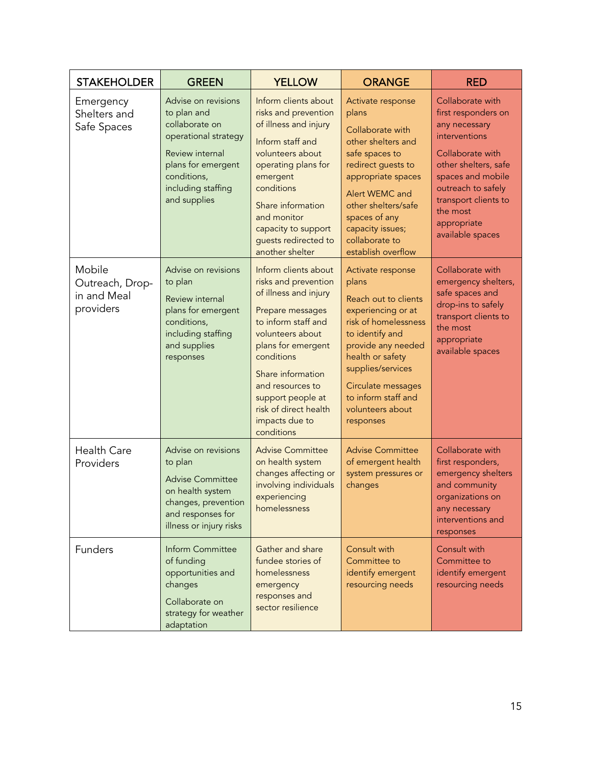| STAKEHOLDER | GREEN | YELLOW | ORANGE | RED |
|---|---|---|---|---|
| Emergency Shelters and Safe Spaces | Advise on revisions to plan and collaborate on operational strategy<br><br>Review internal plans for emergent conditions, including staffing and supplies | Inform clients about risks and prevention of illness and injury<br><br>Inform staff and volunteers about operating plans for emergent conditions<br><br>Share information and monitor capacity to support guests redirected to another shelter | Activate response plans<br><br>Collaborate with other shelters and safe spaces to redirect guests to appropriate spaces<br><br>Alert WEMC and other shelters/safe spaces of any capacity issues; collaborate to establish overflow | Collaborate with first responders on any necessary interventions<br><br>Collaborate with other shelters, safe spaces and mobile outreach to safely transport clients to the most appropriate available spaces |
| Mobile Outreach, Drop-in and Meal providers | Advise on revisions to plan<br><br>Review internal plans for emergent conditions, including staffing and supplies responses | Inform clients about risks and prevention of illness and injury<br><br>Prepare messages to inform staff and volunteers about plans for emergent conditions<br><br>Share information and resources to support people at risk of direct health impacts due to conditions | Activate response plans<br><br>Reach out to clients experiencing or at risk of homelessness to identify and provide any needed health or safety supplies/services<br><br>Circulate messages to inform staff and volunteers about responses | Collaborate with emergency shelters, safe spaces and drop-ins to safely transport clients to the most appropriate available spaces |
| Health Care Providers | Advise on revisions to plan<br><br>Advise Committee on health system changes, prevention and responses for illness or injury risks | Advise Committee on health system changes affecting or involving individuals experiencing homelessness | Advise Committee of emergent health system pressures or changes | Collaborate with first responders, emergency shelters and community organizations on any necessary interventions and responses |
| Funders | Inform Committee of funding opportunities and changes<br><br>Collaborate on strategy for weather adaptation | Gather and share fundee stories of homelessness emergency responses and sector resilience | Consult with Committee to identify emergent resourcing needs | Consult with Committee to identify emergent resourcing needs |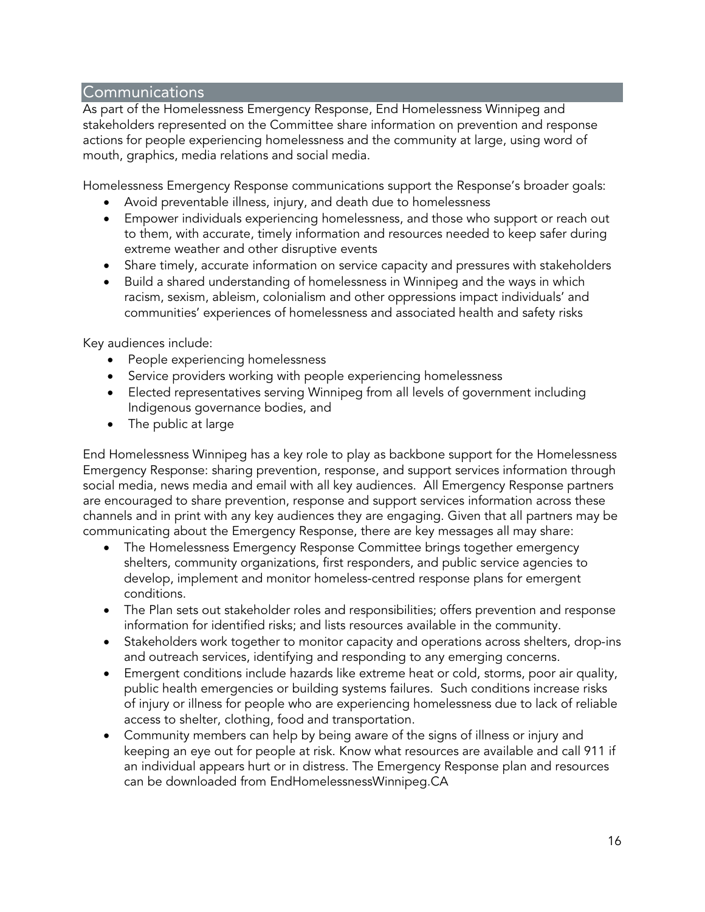## Communications

As part of the Homelessness Emergency Response, End Homelessness Winnipeg and stakeholders represented on the Committee share information on prevention and response actions for people experiencing homelessness and the community at large, using word of mouth, graphics, media relations and social media.

Homelessness Emergency Response communications support the Response's broader goals:

- Avoid preventable illness, injury, and death due to homelessness
- Empower individuals experiencing homelessness, and those who support or reach out to them, with accurate, timely information and resources needed to keep safer during extreme weather and other disruptive events
- Share timely, accurate information on service capacity and pressures with stakeholders
- Build a shared understanding of homelessness in Winnipeg and the ways in which racism, sexism, ableism, colonialism and other oppressions impact individuals' and communities' experiences of homelessness and associated health and safety risks

Key audiences include:

- People experiencing homelessness
- Service providers working with people experiencing homelessness
- Elected representatives serving Winnipeg from all levels of government including Indigenous governance bodies, and
- The public at large

End Homelessness Winnipeg has a key role to play as backbone support for the Homelessness Emergency Response: sharing prevention, response, and support services information through social media, news media and email with all key audiences. All Emergency Response partners are encouraged to share prevention, response and support services information across these channels and in print with any key audiences they are engaging. Given that all partners may be communicating about the Emergency Response, there are key messages all may share:

- The Homelessness Emergency Response Committee brings together emergency shelters, community organizations, first responders, and public service agencies to develop, implement and monitor homeless-centred response plans for emergent conditions.
- The Plan sets out stakeholder roles and responsibilities; offers prevention and response information for identified risks; and lists resources available in the community.
- Stakeholders work together to monitor capacity and operations across shelters, drop-ins and outreach services, identifying and responding to any emerging concerns.
- Emergent conditions include hazards like extreme heat or cold, storms, poor air quality, public health emergencies or building systems failures. Such conditions increase risks of injury or illness for people who are experiencing homelessness due to lack of reliable access to shelter, clothing, food and transportation.
- Community members can help by being aware of the signs of illness or injury and keeping an eye out for people at risk. Know what resources are available and call 911 if an individual appears hurt or in distress. The Emergency Response plan and resources can be downloaded from EndHomelessnessWinnipeg.CA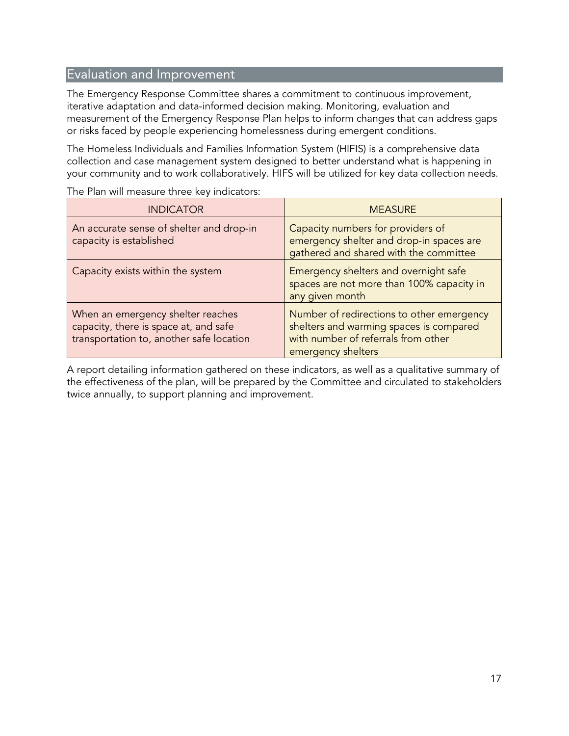## Evaluation and Improvement

The Emergency Response Committee shares a commitment to continuous improvement, iterative adaptation and data-informed decision making. Monitoring, evaluation and measurement of the Emergency Response Plan helps to inform changes that can address gaps or risks faced by people experiencing homelessness during emergent conditions.

The Homeless Individuals and Families Information System (HIFIS) is a comprehensive data collection and case management system designed to better understand what is happening in your community and to work collaboratively. HIFS will be utilized for key data collection needs.

The Plan will measure three key indicators:

| INDICATOR | MEASURE |
| --- | --- |
| An accurate sense of shelter and drop-in capacity is established | Capacity numbers for providers of emergency shelter and drop-in spaces are gathered and shared with the committee |
| Capacity exists within the system | Emergency shelters and overnight safe spaces are not more than 100% capacity in any given month |
| When an emergency shelter reaches capacity, there is space at, and safe transportation to, another safe location | Number of redirections to other emergency shelters and warming spaces is compared with number of referrals from other emergency shelters |

A report detailing information gathered on these indicators, as well as a qualitative summary of the effectiveness of the plan, will be prepared by the Committee and circulated to stakeholders twice annually, to support planning and improvement.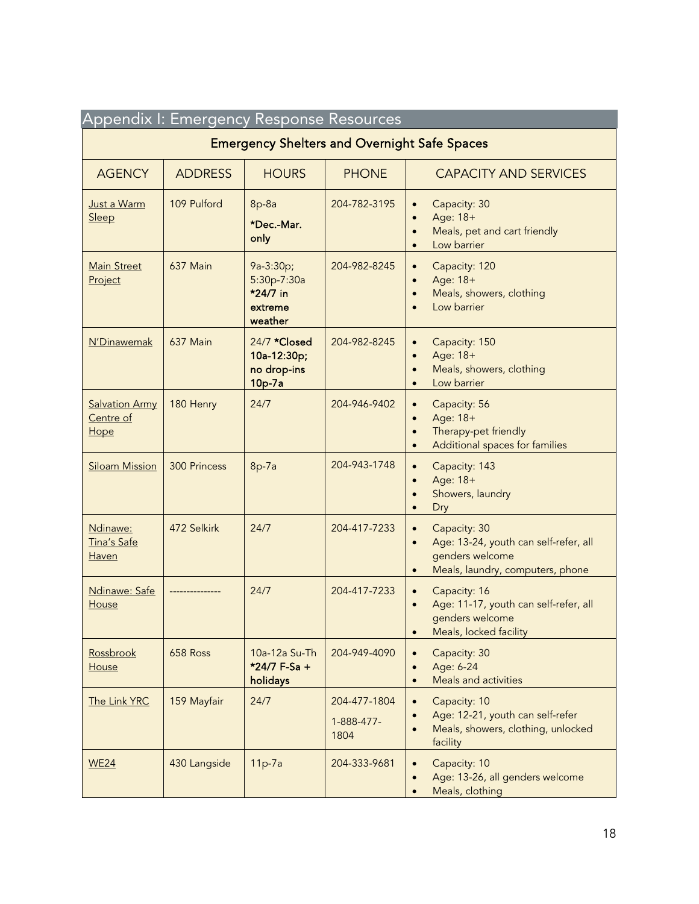# Appendix I: Emergency Response Resources

| Emergency Shelters and Overnight Safe Spaces | | | | |
|---|---|---|---|---|
| AGENCY | ADDRESS | HOURS | PHONE | CAPACITY AND SERVICES |
| Just a Warm Sleep | 109 Pulford | 8p-8a **\*Dec.-Mar. only** | 204-782-3195 | • Capacity: 30<br>• Age: 18+<br>• Meals, pet and cart friendly<br>• Low barrier |
| Main Street Project | 637 Main | 9a-3:30p; 5:30p-7:30a **\*24/7 in extreme weather** | 204-982-8245 | • Capacity: 120<br>• Age: 18+<br>• Meals, showers, clothing<br>• Low barrier |
| N'Dinawemak | 637 Main | 24/7 **\*Closed 10a-12:30p; no drop-ins 10p-7a** | 204-982-8245 | • Capacity: 150<br>• Age: 18+<br>• Meals, showers, clothing<br>• Low barrier |
| Salvation Army Centre of Hope | 180 Henry | 24/7 | 204-946-9402 | • Capacity: 56<br>• Age: 18+<br>• Therapy-pet friendly<br>• Additional spaces for families |
| Siloam Mission | 300 Princess | 8p-7a | 204-943-1748 | • Capacity: 143<br>• Age: 18+<br>• Showers, laundry<br>• Dry |
| Ndinawe: Tina's Safe Haven | 472 Selkirk | 24/7 | 204-417-7233 | • Capacity: 30<br>• Age: 13-24, youth can self-refer, all genders welcome<br>• Meals, laundry, computers, phone |
| Ndinawe: Safe House | -------------- | 24/7 | 204-417-7233 | • Capacity: 16<br>• Age: 11-17, youth can self-refer, all genders welcome<br>• Meals, locked facility |
| Rossbrook House | 658 Ross | 10a-12a Su-Th **\*24/7 F-Sa + holidays** | 204-949-4090 | • Capacity: 30<br>• Age: 6-24<br>• Meals and activities |
| The Link YRC | 159 Mayfair | 24/7 | 204-477-1804<br>1-888-477-1804 | • Capacity: 10<br>• Age: 12-21, youth can self-refer<br>• Meals, showers, clothing, unlocked facility |
| WE24 | 430 Langside | 11p-7a | 204-333-9681 | • Capacity: 10<br>• Age: 13-26, all genders welcome<br>• Meals, clothing |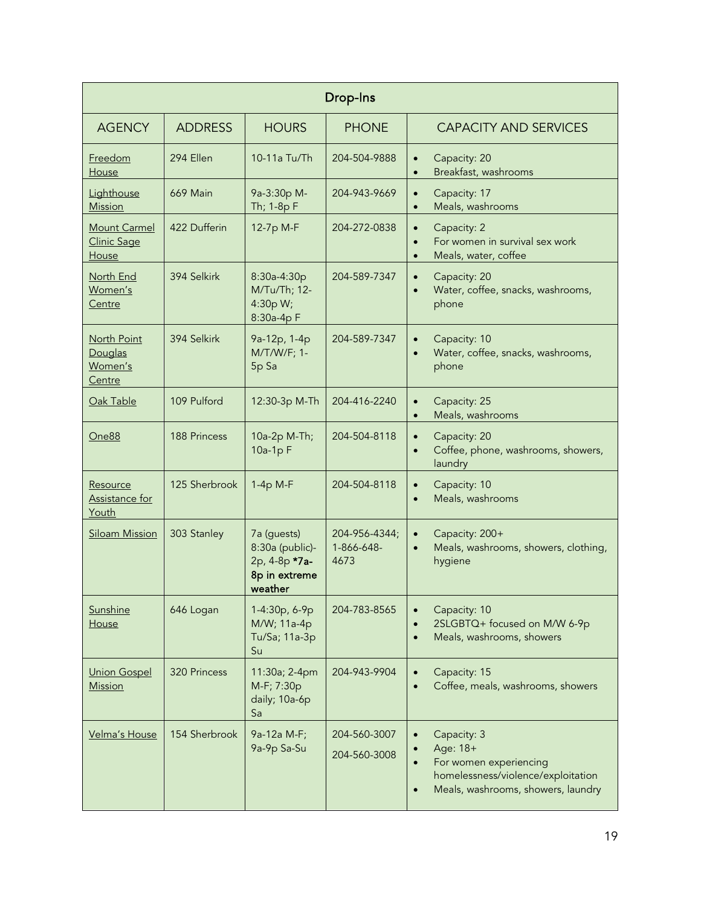| Drop-Ins | | | | |
|---|---|---|---|---|
| AGENCY | ADDRESS | HOURS | PHONE | CAPACITY AND SERVICES |
| Freedom House | 294 Ellen | 10-11a Tu/Th | 204-504-9888 | • Capacity: 20<br>• Breakfast, washrooms |
| Lighthouse Mission | 669 Main | 9a-3:30p M-Th; 1-8p F | 204-943-9669 | • Capacity: 17<br>• Meals, washrooms |
| Mount Carmel Clinic Sage House | 422 Dufferin | 12-7p M-F | 204-272-0838 | • Capacity: 2<br>• For women in survival sex work<br>• Meals, water, coffee |
| North End Women's Centre | 394 Selkirk | 8:30a-4:30p M/Tu/Th; 12-4:30p W; 8:30a-4p F | 204-589-7347 | • Capacity: 20<br>• Water, coffee, snacks, washrooms, phone |
| North Point Douglas Women's Centre | 394 Selkirk | 9a-12p, 1-4p M/T/W/F; 1-5p Sa | 204-589-7347 | • Capacity: 10<br>• Water, coffee, snacks, washrooms, phone |
| Oak Table | 109 Pulford | 12:30-3p M-Th | 204-416-2240 | • Capacity: 25<br>• Meals, washrooms |
| One88 | 188 Princess | 10a-2p M-Th; 10a-1p F | 204-504-8118 | • Capacity: 20<br>• Coffee, phone, washrooms, showers, laundry |
| Resource Assistance for Youth | 125 Sherbrook | 1-4p M-F | 204-504-8118 | • Capacity: 10<br>• Meals, washrooms |
| Siloam Mission | 303 Stanley | 7a (guests) 8:30a (public)-2p, 4-8p **\*7a-8p in extreme weather** | 204-956-4344; 1-866-648-4673 | • Capacity: 200+<br>• Meals, washrooms, showers, clothing, hygiene |
| Sunshine House | 646 Logan | 1-4:30p, 6-9p M/W; 11a-4p Tu/Sa; 11a-3p Su | 204-783-8565 | • Capacity: 10<br>• 2SLGBTQ+ focused on M/W 6-9p<br>• Meals, washrooms, showers |
| Union Gospel Mission | 320 Princess | 11:30a; 2-4pm M-F; 7:30p daily; 10a-6p Sa | 204-943-9904 | • Capacity: 15<br>• Coffee, meals, washrooms, showers |
| Velma's House | 154 Sherbrook | 9a-12a M-F; 9a-9p Sa-Su | 204-560-3007<br>204-560-3008 | • Capacity: 3<br>• Age: 18+<br>• For women experiencing homelessness/violence/exploitation<br>• Meals, washrooms, showers, laundry |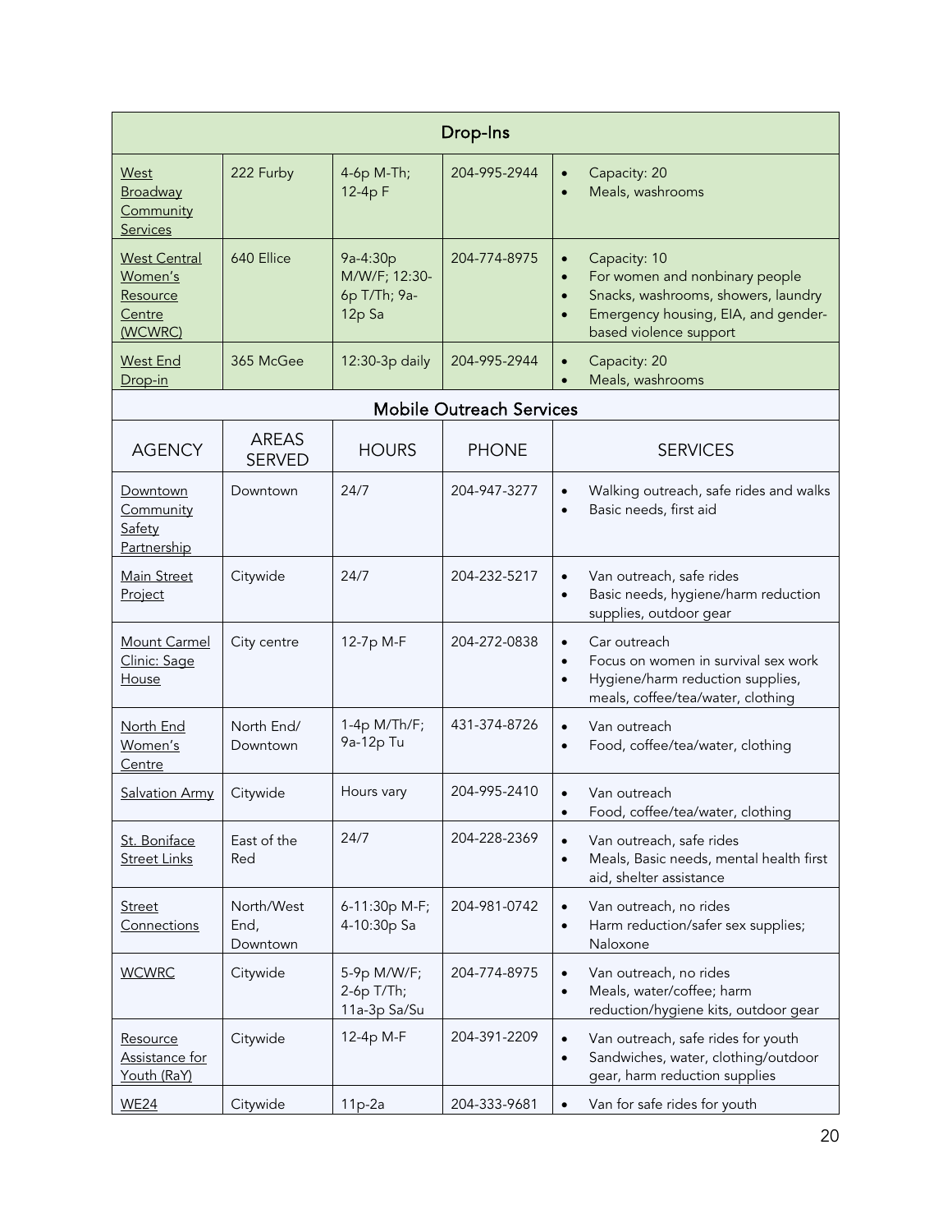| Drop-Ins | | | | |
|---|---|---|---|---|
| West Broadway Community Services | 222 Furby | 4-6p M-Th; 12-4p F | 204-995-2944 | • Capacity: 20<br>• Meals, washrooms |
| West Central Women's Resource Centre (WCWRC) | 640 Ellice | 9a-4:30p M/W/F; 12:30-6p T/Th; 9a-12p Sa | 204-774-8975 | • Capacity: 10<br>• For women and nonbinary people<br>• Snacks, washrooms, showers, laundry<br>• Emergency housing, EIA, and gender-based violence support |
| West End Drop-in | 365 McGee | 12:30-3p daily | 204-995-2944 | • Capacity: 20<br>• Meals, washrooms |

## Mobile Outreach Services

| AGENCY | AREAS SERVED | HOURS | PHONE | SERVICES |
|---|---|---|---|---|
| Downtown Community Safety Partnership | Downtown | 24/7 | 204-947-3277 | • Walking outreach, safe rides and walks<br>• Basic needs, first aid |
| Main Street Project | Citywide | 24/7 | 204-232-5217 | • Van outreach, safe rides<br>• Basic needs, hygiene/harm reduction supplies, outdoor gear |
| Mount Carmel Clinic: Sage House | City centre | 12-7p M-F | 204-272-0838 | • Car outreach<br>• Focus on women in survival sex work<br>• Hygiene/harm reduction supplies, meals, coffee/tea/water, clothing |
| North End Women's Centre | North End/ Downtown | 1-4p M/Th/F; 9a-12p Tu | 431-374-8726 | • Van outreach<br>• Food, coffee/tea/water, clothing |
| Salvation Army | Citywide | Hours vary | 204-995-2410 | • Van outreach<br>• Food, coffee/tea/water, clothing |
| St. Boniface Street Links | East of the Red | 24/7 | 204-228-2369 | • Van outreach, safe rides<br>• Meals, Basic needs, mental health first aid, shelter assistance |
| Street Connections | North/West End, Downtown | 6-11:30p M-F; 4-10:30p Sa | 204-981-0742 | • Van outreach, no rides<br>• Harm reduction/safer sex supplies; Naloxone |
| WCWRC | Citywide | 5-9p M/W/F; 2-6p T/Th; 11a-3p Sa/Su | 204-774-8975 | • Van outreach, no rides<br>• Meals, water/coffee; harm reduction/hygiene kits, outdoor gear |
| Resource Assistance for Youth (RaY) | Citywide | 12-4p M-F | 204-391-2209 | • Van outreach, safe rides for youth<br>• Sandwiches, water, clothing/outdoor gear, harm reduction supplies |
| WE24 | Citywide | 11p-2a | 204-333-9681 | • Van for safe rides for youth |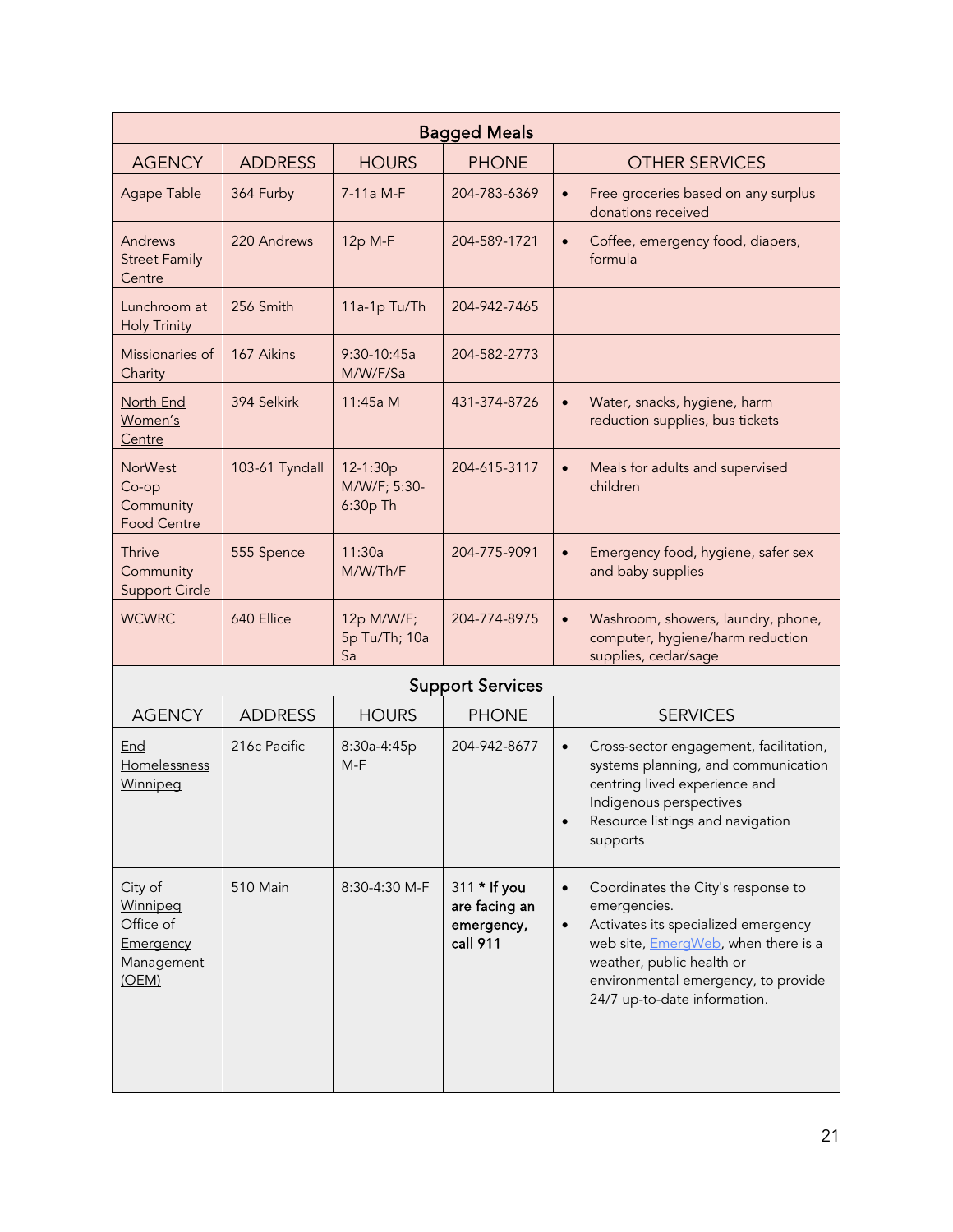| Bagged Meals | | | | |
|---|---|---|---|---|
| AGENCY | ADDRESS | HOURS | PHONE | OTHER SERVICES |
| Agape Table | 364 Furby | 7-11a M-F | 204-783-6369 | • Free groceries based on any surplus donations received |
| Andrews Street Family Centre | 220 Andrews | 12p M-F | 204-589-1721 | • Coffee, emergency food, diapers, formula |
| Lunchroom at Holy Trinity | 256 Smith | 11a-1p Tu/Th | 204-942-7465 | |
| Missionaries of Charity | 167 Aikins | 9:30-10:45a M/W/F/Sa | 204-582-2773 | |
| North End Women's Centre | 394 Selkirk | 11:45a M | 431-374-8726 | • Water, snacks, hygiene, harm reduction supplies, bus tickets |
| NorWest Co-op Community Food Centre | 103-61 Tyndall | 12-1:30p M/W/F; 5:30-6:30p Th | 204-615-3117 | • Meals for adults and supervised children |
| Thrive Community Support Circle | 555 Spence | 11:30a M/W/Th/F | 204-775-9091 | • Emergency food, hygiene, safer sex and baby supplies |
| WCWRC | 640 Ellice | 12p M/W/F; 5p Tu/Th; 10a Sa | 204-774-8975 | • Washroom, showers, laundry, phone, computer, hygiene/harm reduction supplies, cedar/sage |

| Support Services | | | | |
|---|---|---|---|---|
| AGENCY | ADDRESS | HOURS | PHONE | SERVICES |
| End Homelessness Winnipeg | 216c Pacific | 8:30a-4:45p M-F | 204-942-8677 | • Cross-sector engagement, facilitation, systems planning, and communication centring lived experience and Indigenous perspectives<br>• Resource listings and navigation supports |
| City of Winnipeg Office of Emergency Management (OEM) | 510 Main | 8:30-4:30 M-F | 311 **\* If you are facing an emergency, call 911** | • Coordinates the City's response to emergencies.<br>• Activates its specialized emergency web site, EmergWeb, when there is a weather, public health or environmental emergency, to provide 24/7 up-to-date information. |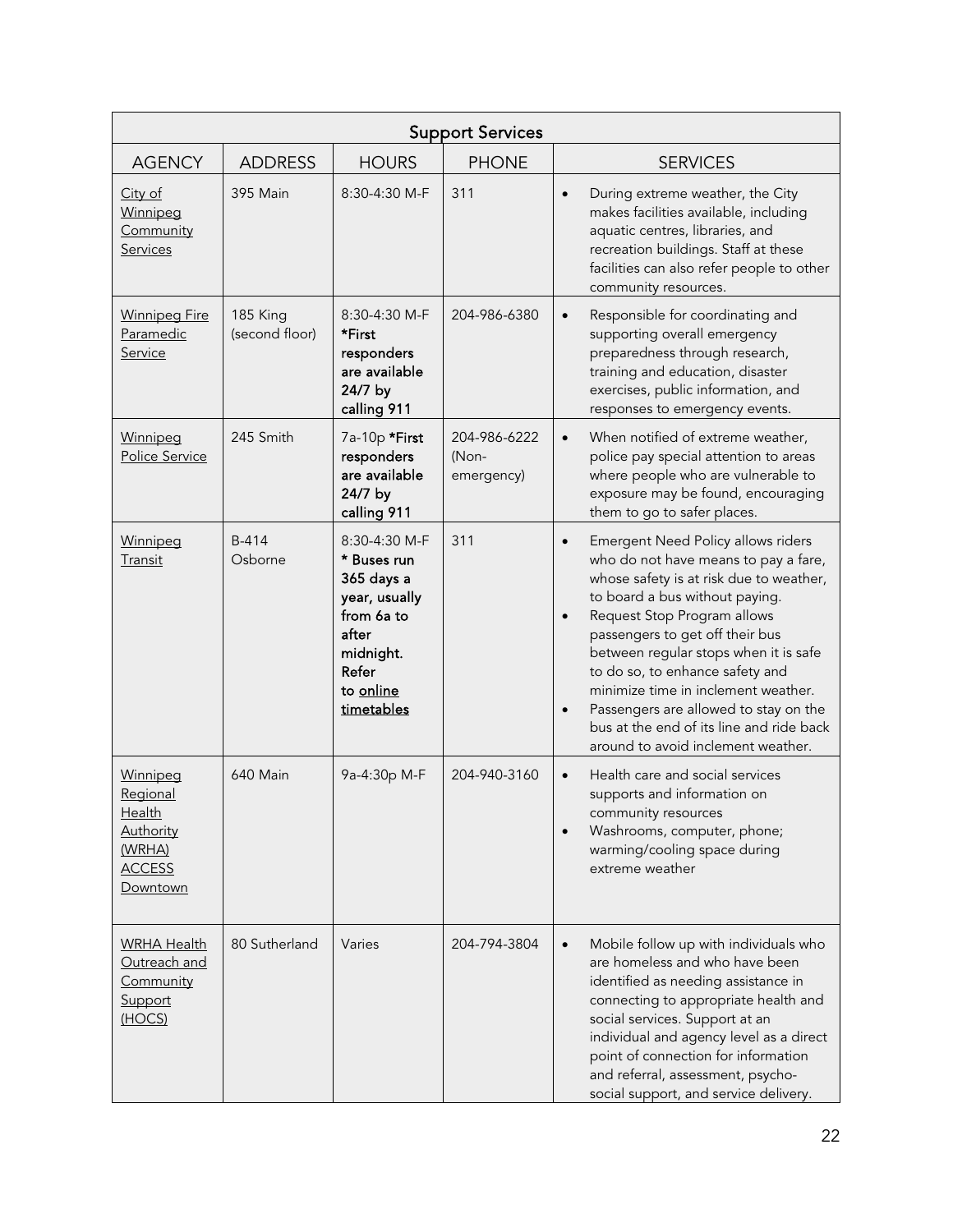| Support Services | | | | |
|---|---|---|---|---|
| AGENCY | ADDRESS | HOURS | PHONE | SERVICES |
| City of Winnipeg Community Services | 395 Main | 8:30-4:30 M-F | 311 | • During extreme weather, the City makes facilities available, including aquatic centres, libraries, and recreation buildings. Staff at these facilities can also refer people to other community resources. |
| Winnipeg Fire Paramedic Service | 185 King (second floor) | 8:30-4:30 M-F **\*First responders are available 24/7 by calling 911** | 204-986-6380 | • Responsible for coordinating and supporting overall emergency preparedness through research, training and education, disaster exercises, public information, and responses to emergency events. |
| Winnipeg Police Service | 245 Smith | 7a-10p **\*First responders are available 24/7 by calling 911** | 204-986-6222 (Non-emergency) | • When notified of extreme weather, police pay special attention to areas where people who are vulnerable to exposure may be found, encouraging them to go to safer places. |
| Winnipeg Transit | B-414 Osborne | 8:30-4:30 M-F **\* Buses run 365 days a year, usually from 6a to after midnight. Refer to online timetables** | 311 | • Emergent Need Policy allows riders who do not have means to pay a fare, whose safety is at risk due to weather, to board a bus without paying. <br>• Request Stop Program allows passengers to get off their bus between regular stops when it is safe to do so, to enhance safety and minimize time in inclement weather. <br>• Passengers are allowed to stay on the bus at the end of its line and ride back around to avoid inclement weather. |
| Winnipeg Regional Health Authority (WRHA) ACCESS Downtown | 640 Main | 9a-4:30p M-F | 204-940-3160 | • Health care and social services supports and information on community resources <br>• Washrooms, computer, phone; warming/cooling space during extreme weather |
| WRHA Health Outreach and Community Support (HOCS) | 80 Sutherland | Varies | 204-794-3804 | • Mobile follow up with individuals who are homeless and who have been identified as needing assistance in connecting to appropriate health and social services. Support at an individual and agency level as a direct point of connection for information and referral, assessment, psycho-social support, and service delivery. |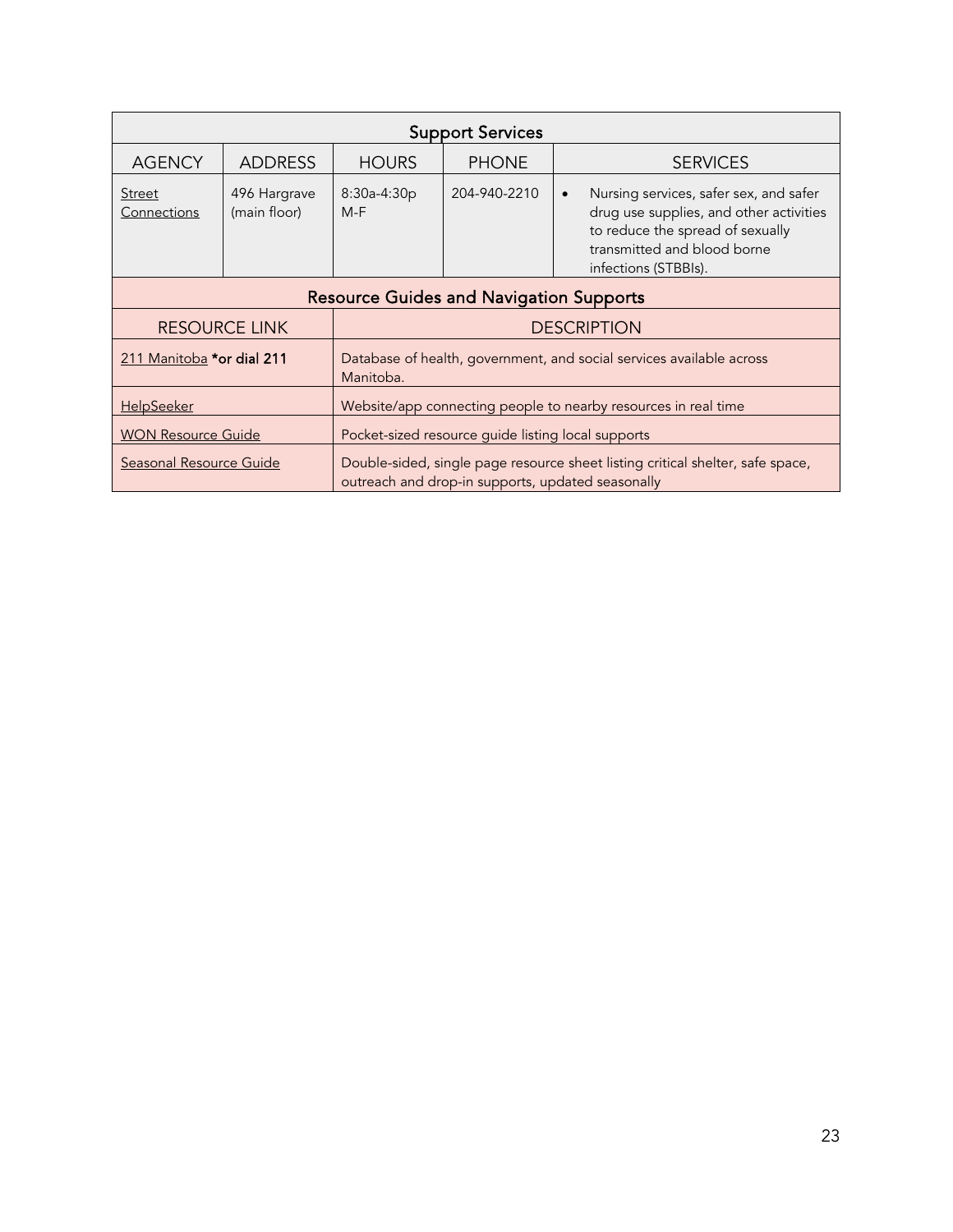| Support Services | | | | |
|---|---|---|---|---|
| AGENCY | ADDRESS | HOURS | PHONE | SERVICES |
| Street Connections | 496 Hargrave (main floor) | 8:30a-4:30p M-F | 204-940-2210 | • Nursing services, safer sex, and safer drug use supplies, and other activities to reduce the spread of sexually transmitted and blood borne infections (STBBIs). |

| Resource Guides and Navigation Supports | |
|---|---|
| RESOURCE LINK | DESCRIPTION |
| 211 Manitoba **\*or dial 211** | Database of health, government, and social services available across Manitoba. |
| HelpSeeker | Website/app connecting people to nearby resources in real time |
| WON Resource Guide | Pocket-sized resource guide listing local supports |
| Seasonal Resource Guide | Double-sided, single page resource sheet listing critical shelter, safe space, outreach and drop-in supports, updated seasonally |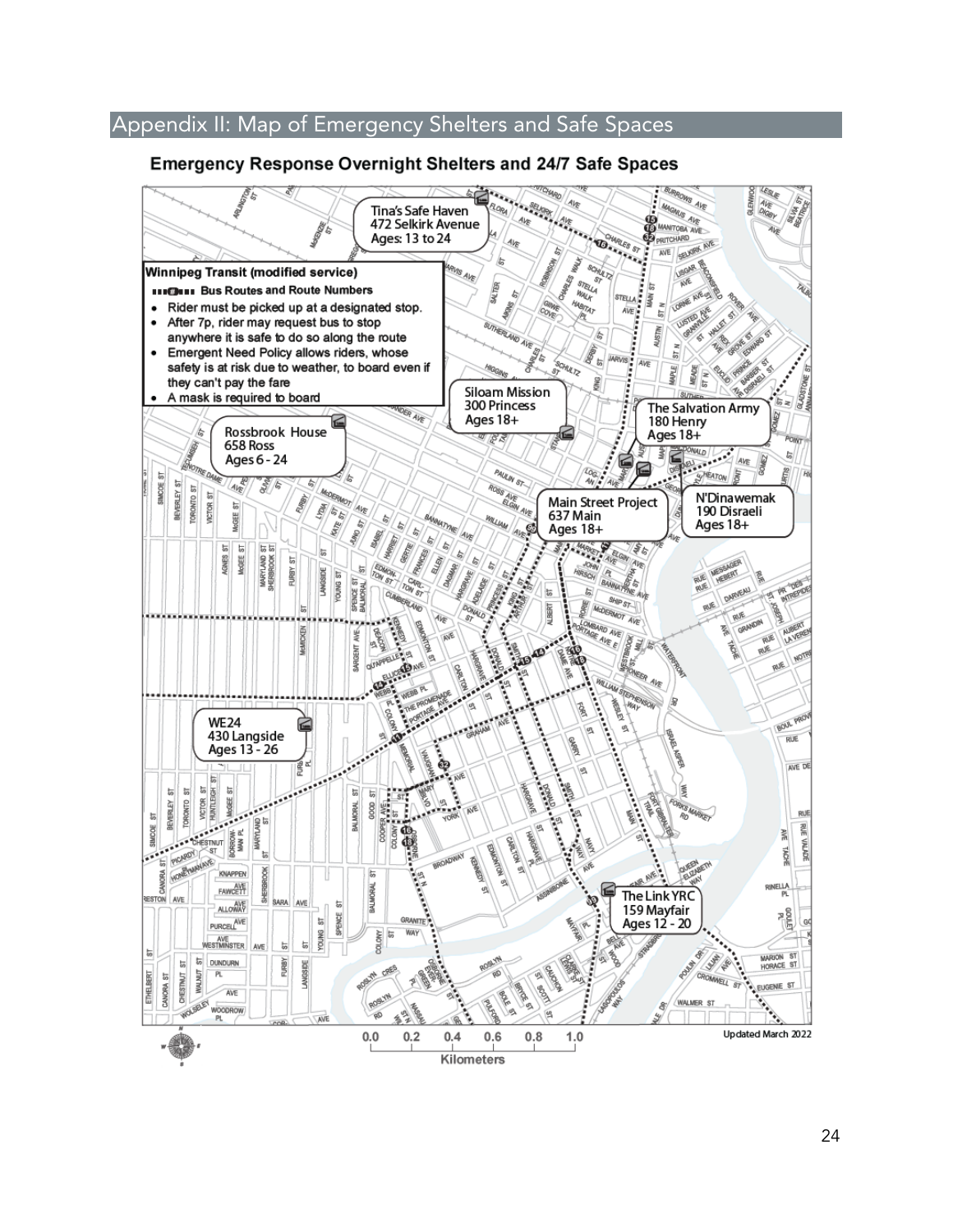## Appendix II: Map of Emergency Shelters and Safe Spaces

**Emergency Response Overnight Shelters and 24/7 Safe Spaces**

**Winnipeg Transit (modified service)**

Bus Routes and Route Numbers

- Rider must be picked up at a designated stop.
- After 7p, rider may request bus to stop anywhere it is safe to do so along the route
- Emergent Need Policy allows riders, whose safety is at risk due to weather, to board even if they can't pay the fare
- A mask is required to board

Tina's Safe Haven
472 Selkirk Avenue
Ages: 13 to 24

Siloam Mission
300 Princess
Ages 18+

The Salvation Army
180 Henry
Ages 18+

Rossbrook House
658 Ross
Ages 6 - 24

Main Street Project
637 Main
Ages 18+

N'Dinawemak
190 Disraeli
Ages 18+

WE24
430 Langside
Ages 13 - 26

The Link YRC
159 Mayfair
Ages 12 - 20

0.0 0.2 0.4 0.6 0.8 1.0
Kilometers

Updated March 2022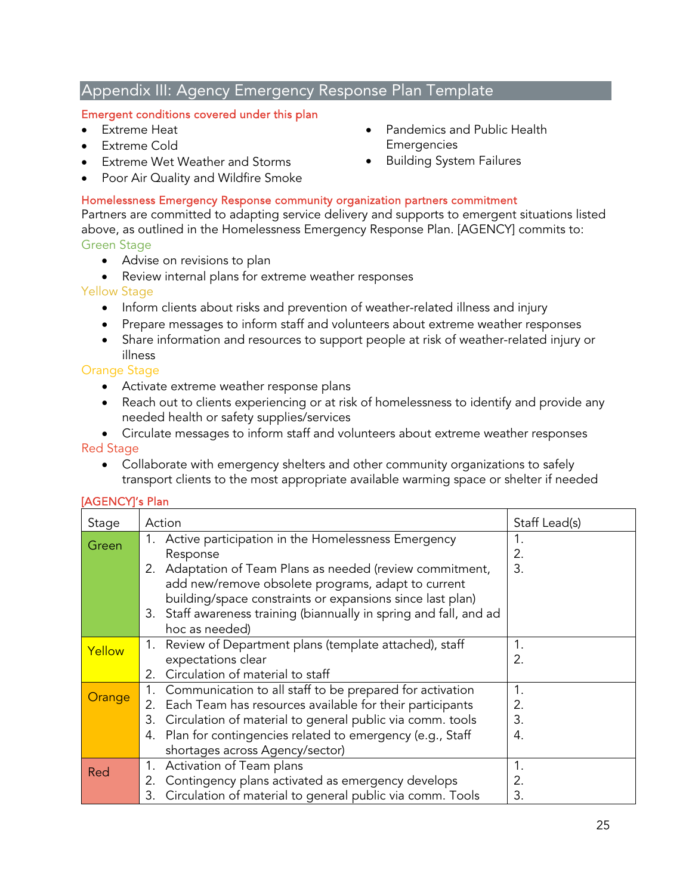## Appendix III: Agency Emergency Response Plan Template

### Emergent conditions covered under this plan

- Extreme Heat
- Extreme Cold
- Extreme Wet Weather and Storms
- Poor Air Quality and Wildfire Smoke
- Pandemics and Public Health Emergencies
- Building System Failures

### Homelessness Emergency Response community organization partners commitment

Partners are committed to adapting service delivery and supports to emergent situations listed above, as outlined in the Homelessness Emergency Response Plan. [AGENCY] commits to:

Green Stage

- Advise on revisions to plan
- Review internal plans for extreme weather responses

Yellow Stage

- Inform clients about risks and prevention of weather-related illness and injury
- Prepare messages to inform staff and volunteers about extreme weather responses
- Share information and resources to support people at risk of weather-related injury or illness

Orange Stage

- Activate extreme weather response plans
- Reach out to clients experiencing or at risk of homelessness to identify and provide any needed health or safety supplies/services
- Circulate messages to inform staff and volunteers about extreme weather responses

Red Stage

- Collaborate with emergency shelters and other community organizations to safely transport clients to the most appropriate available warming space or shelter if needed

### [AGENCY]'s Plan

| Stage | Action | Staff Lead(s) |
|---|---|---|
| Green | 1. Active participation in the Homelessness Emergency Response<br>2. Adaptation of Team Plans as needed (review commitment, add new/remove obsolete programs, adapt to current building/space constraints or expansions since last plan)<br>3. Staff awareness training (biannually in spring and fall, and ad hoc as needed) | 1.<br>2.<br>3. |
| Yellow | 1. Review of Department plans (template attached), staff expectations clear<br>2. Circulation of material to staff | 1.<br>2. |
| Orange | 1. Communication to all staff to be prepared for activation<br>2. Each Team has resources available for their participants<br>3. Circulation of material to general public via comm. tools<br>4. Plan for contingencies related to emergency (e.g., Staff shortages across Agency/sector) | 1.<br>2.<br>3.<br>4. |
| Red | 1. Activation of Team plans<br>2. Contingency plans activated as emergency develops<br>3. Circulation of material to general public via comm. Tools | 1.<br>2.<br>3. |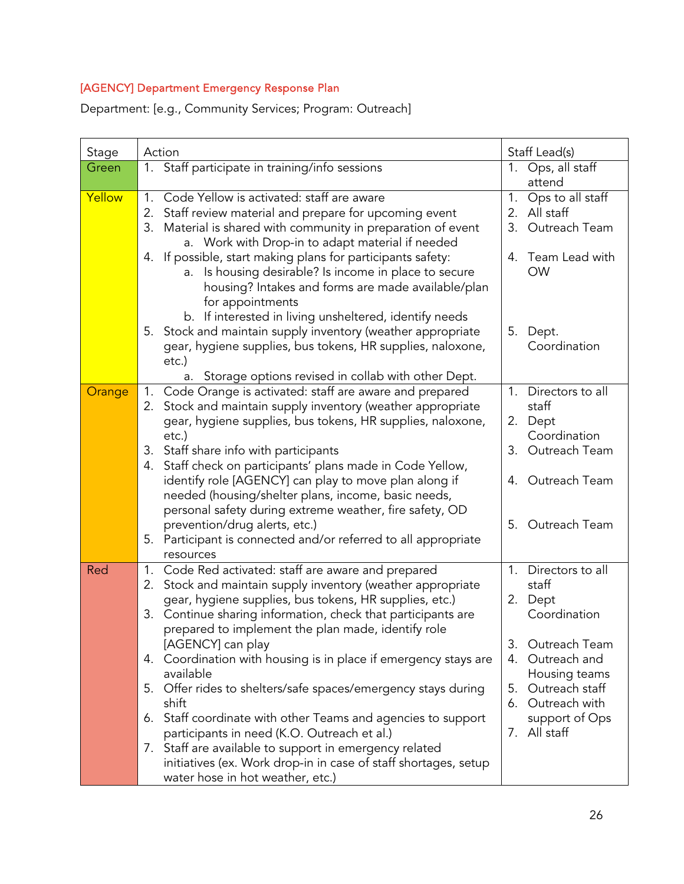[AGENCY] Department Emergency Response Plan

Department: [e.g., Community Services; Program: Outreach]

| Stage | Action | Staff Lead(s) |
| --- | --- | --- |
| Green | 1. Staff participate in training/info sessions | 1. Ops, all staff attend |
| Yellow | 1. Code Yellow is activated: staff are aware<br>2. Staff review material and prepare for upcoming event<br>3. Material is shared with community in preparation of event<br>&nbsp;&nbsp;&nbsp;a. Work with Drop-in to adapt material if needed<br>4. If possible, start making plans for participants safety:<br>&nbsp;&nbsp;&nbsp;a. Is housing desirable? Is income in place to secure housing? Intakes and forms are made available/plan for appointments<br>&nbsp;&nbsp;&nbsp;b. If interested in living unsheltered, identify needs<br>5. Stock and maintain supply inventory (weather appropriate gear, hygiene supplies, bus tokens, HR supplies, naloxone, etc.)<br>&nbsp;&nbsp;&nbsp;a. Storage options revised in collab with other Dept. | 1. Ops to all staff<br>2. All staff<br>3. Outreach Team<br>4. Team Lead with OW<br>5. Dept. Coordination |
| Orange | 1. Code Orange is activated: staff are aware and prepared<br>2. Stock and maintain supply inventory (weather appropriate gear, hygiene supplies, bus tokens, HR supplies, naloxone, etc.)<br>3. Staff share info with participants<br>4. Staff check on participants' plans made in Code Yellow, identify role [AGENCY] can play to move plan along if needed (housing/shelter plans, income, basic needs, personal safety during extreme weather, fire safety, OD prevention/drug alerts, etc.)<br>5. Participant is connected and/or referred to all appropriate resources | 1. Directors to all staff<br>2. Dept Coordination<br>3. Outreach Team<br>4. Outreach Team<br>5. Outreach Team |
| Red | 1. Code Red activated: staff are aware and prepared<br>2. Stock and maintain supply inventory (weather appropriate gear, hygiene supplies, bus tokens, HR supplies, etc.)<br>3. Continue sharing information, check that participants are prepared to implement the plan made, identify role [AGENCY] can play<br>4. Coordination with housing is in place if emergency stays are available<br>5. Offer rides to shelters/safe spaces/emergency stays during shift<br>6. Staff coordinate with other Teams and agencies to support participants in need (K.O. Outreach et al.)<br>7. Staff are available to support in emergency related initiatives (ex. Work drop-in in case of staff shortages, setup water hose in hot weather, etc.) | 1. Directors to all staff<br>2. Dept Coordination<br>3. Outreach Team<br>4. Outreach and Housing teams<br>5. Outreach staff<br>6. Outreach with support of Ops<br>7. All staff |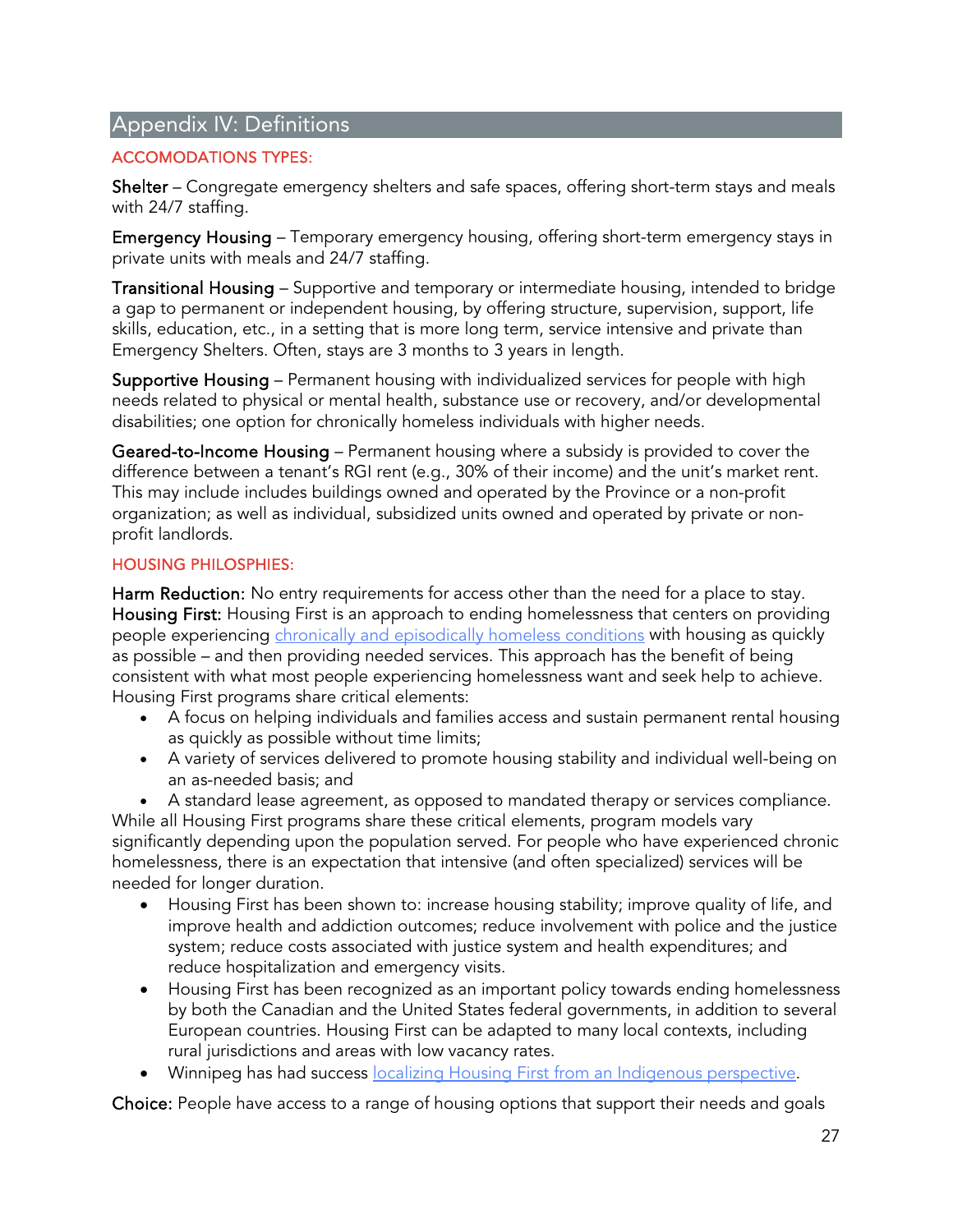## Appendix IV: Definitions

ACCOMODATIONS TYPES:

**Shelter** – Congregate emergency shelters and safe spaces, offering short-term stays and meals with 24/7 staffing.

**Emergency Housing** – Temporary emergency housing, offering short-term emergency stays in private units with meals and 24/7 staffing.

**Transitional Housing** – Supportive and temporary or intermediate housing, intended to bridge a gap to permanent or independent housing, by offering structure, supervision, support, life skills, education, etc., in a setting that is more long term, service intensive and private than Emergency Shelters. Often, stays are 3 months to 3 years in length.

**Supportive Housing** – Permanent housing with individualized services for people with high needs related to physical or mental health, substance use or recovery, and/or developmental disabilities; one option for chronically homeless individuals with higher needs.

**Geared-to-Income Housing** – Permanent housing where a subsidy is provided to cover the difference between a tenant's RGI rent (e.g., 30% of their income) and the unit's market rent. This may include includes buildings owned and operated by the Province or a non-profit organization; as well as individual, subsidized units owned and operated by private or non-profit landlords.

HOUSING PHILOSPHIES:

**Harm Reduction:** No entry requirements for access other than the need for a place to stay.
**Housing First:** Housing First is an approach to ending homelessness that centers on providing people experiencing chronically and episodically homeless conditions with housing as quickly as possible – and then providing needed services. This approach has the benefit of being consistent with what most people experiencing homelessness want and seek help to achieve. Housing First programs share critical elements:

- A focus on helping individuals and families access and sustain permanent rental housing as quickly as possible without time limits;
- A variety of services delivered to promote housing stability and individual well-being on an as-needed basis; and
- A standard lease agreement, as opposed to mandated therapy or services compliance.

While all Housing First programs share these critical elements, program models vary significantly depending upon the population served. For people who have experienced chronic homelessness, there is an expectation that intensive (and often specialized) services will be needed for longer duration.

- Housing First has been shown to: increase housing stability; improve quality of life, and improve health and addiction outcomes; reduce involvement with police and the justice system; reduce costs associated with justice system and health expenditures; and reduce hospitalization and emergency visits.
- Housing First has been recognized as an important policy towards ending homelessness by both the Canadian and the United States federal governments, in addition to several European countries. Housing First can be adapted to many local contexts, including rural jurisdictions and areas with low vacancy rates.
- Winnipeg has had success localizing Housing First from an Indigenous perspective.

**Choice:** People have access to a range of housing options that support their needs and goals